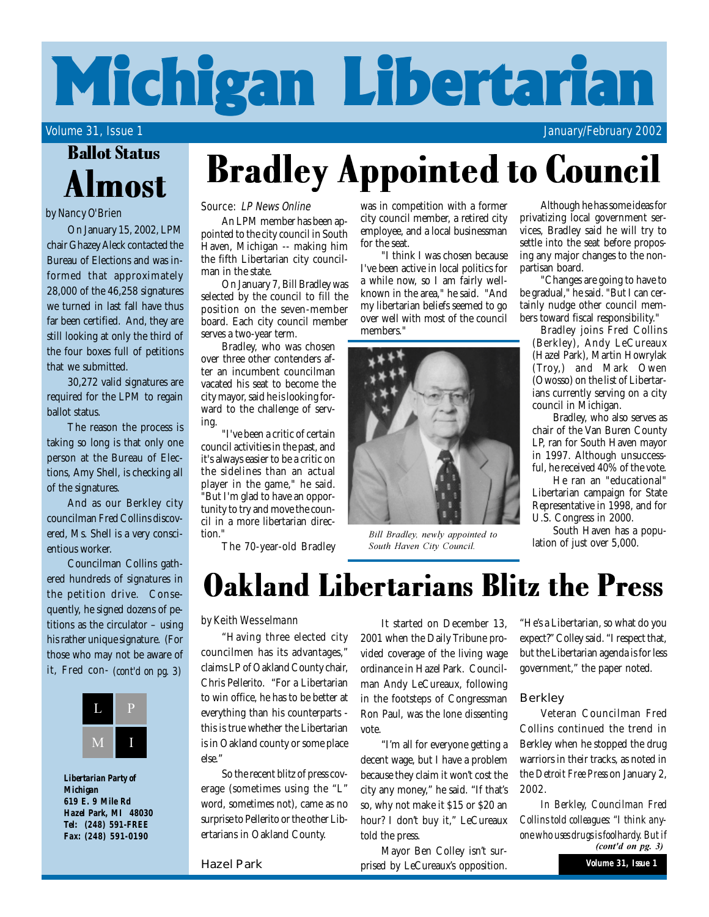# Michigan Libertarian

Volume 31, Issue 1 — January/February 2002

## Ballot Status Almost

*by Nancy O'Brien*

On January 15, 2002, LPM chair Ghazey Aleck contacted the Bureau of Elections and was informed that approximately 28,000 of the 46,258 signatures we turned in last fall have thus far been certified. And, they are still looking at only the third of the four boxes full of petitions that we submitted.

30,272 valid signatures are required for the LPM to regain ballot status.

The reason the process is taking so long is that only one person at the Bureau of Elections, Amy Shell, is checking all of the signatures.

And as our Berkley city councilman Fred Collins discovered, Ms. Shell is a very conscientious worker.

Councilman Collins gathered hundreds of signatures in the petition drive. Consequently, he signed dozens of petitions as the circulator – using his rather unique signature. (For those who may not be aware of it, Fred con- *(cont'd on pg. 3)*

**Libertarian Party of Michigan**
**619 E. 9 Mile Rd**
**Hazel Park, MI 48030**
**Tel: (248) 591-FREE**
**Fax: (248) 591-0190**

## Bradley Appointed to Council

Source: *LP News Online*

An LPM member has been appointed to the city council in South Haven, Michigan -- making him the fifth Libertarian city councilman in the state.

On January 7, Bill Bradley was selected by the council to fill the position on the seven-member board. Each city council member serves a two-year term.

Bradley, who was chosen over three other contenders after an incumbent councilman vacated his seat to become the city mayor, said he is looking forward to the challenge of serving.

"I've been a critic of certain council activities in the past, and it's always easier to be a critic on the sidelines than an actual player in the game," he said. "But I'm glad to have an opportunity to try and move the council in a more libertarian direction."

The 70-year-old Bradley was in competition with a former city council member, a retired city employee, and a local businessman for the seat.

"I think I was chosen because I've been active in local politics for a while now, so I am fairly well-known in the area," he said. "And my libertarian beliefs seemed to go over well with most of the council members."

*Bill Bradley, newly appointed to South Haven City Council.*

Although he has some ideas for privatizing local government services, Bradley said he will try to settle into the seat before proposing any major changes to the nonpartisan board.

"Changes are going to have to be gradual," he said. "But I can certainly nudge other council members toward fiscal responsibility."

Bradley joins Fred Collins (Berkley), Andy LeCureaux (Hazel Park), Martin Howrylak (Troy,) and Mark Owen (Owosso) on the list of Libertarians currently serving on a city council in Michigan.

Bradley, who also serves as chair of the Van Buren County LP, ran for South Haven mayor in 1997. Although unsuccessful, he received 40% of the vote.

He ran an "educational" Libertarian campaign for State Representative in 1998, and for U.S. Congress in 2000.

South Haven has a population of just over 5,000.

## Oakland Libertarians Blitz the Press

*by Keith Wesselmann*

"Having three elected city councilmen has its advantages," claims LP of Oakland County chair, Chris Pellerito. "For a Libertarian to win office, he has to be better at everything than his counterparts - this is true whether the Libertarian is in Oakland county or some place else."

So the recent blitz of press coverage (sometimes using the "L" word, sometimes not), came as no surprise to Pellerito or the other Libertarians in Oakland County.

### Hazel Park

It started on December 13, 2001 when the Daily Tribune provided coverage of the living wage ordinance in Hazel Park. Councilman Andy LeCureaux, following in the footsteps of Congressman Ron Paul, was the lone dissenting vote.

"I'm all for everyone getting a decent wage, but I have a problem because they claim it won't cost the city any money," he said. "If that's so, why not make it $15 or $20 an hour? I don't buy it," LeCureaux told the press.

Mayor Ben Colley isn't surprised by LeCureaux's opposition. "He's a Libertarian, so what do you expect?" Colley said. "I respect that, but the Libertarian agenda is for less government," the paper noted.

### Berkley

Veteran Councilman Fred Collins continued the trend in Berkley when he stopped the drug warriors in their tracks, as noted in the *Detroit Free Press* on January 2, 2002.

*In Berkley, Councilman Fred Collins told colleagues: "I think anyone who uses drugs is foolhardy. But if* *(cont'd on pg. 3)*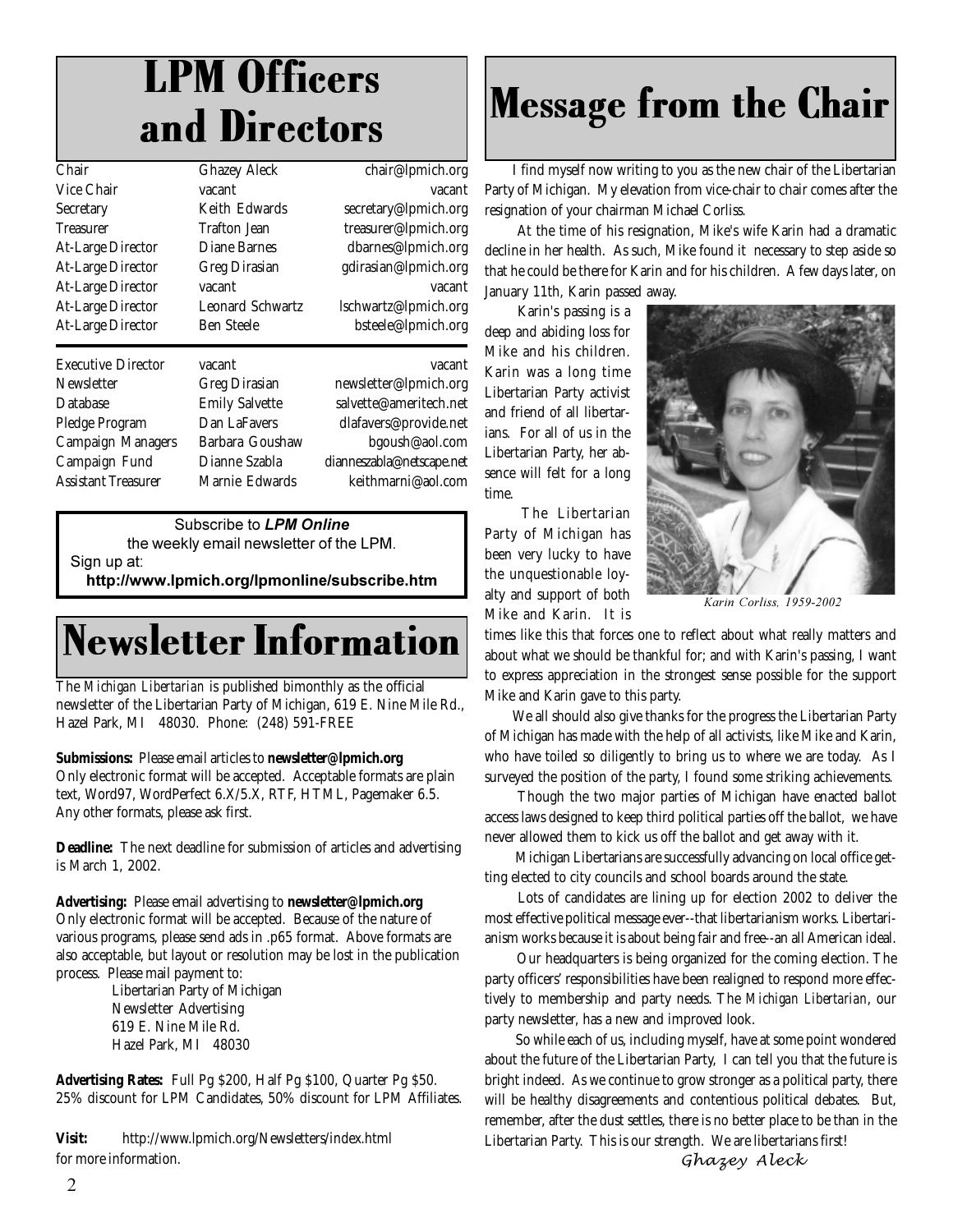# LPM Officers and Directors

| | | |
|---|---|---|
| Chair | Ghazey Aleck | chair@lpmich.org |
| Vice Chair | vacant | vacant |
| Secretary | Keith Edwards | secretary@lpmich.org |
| Treasurer | Trafton Jean | treasurer@lpmich.org |
| At-Large Director | Diane Barnes | dbarnes@lpmich.org |
| At-Large Director | Greg Dirasian | gdirasian@lpmich.org |
| At-Large Director | vacant | vacant |
| At-Large Director | Leonard Schwartz | lschwartz@lpmich.org |
| At-Large Director | Ben Steele | bsteele@lpmich.org |

| | | |
|---|---|---|
| Executive Director | vacant | vacant |
| Newsletter | Greg Dirasian | newsletter@lpmich.org |
| Database | Emily Salvette | salvette@ameritech.net |
| Pledge Program | Dan LaFavers | dlafavers@provide.net |
| Campaign Managers | Barbara Goushaw | bgoush@aol.com |
| Campaign Fund | Dianne Szabla | dianneszabla@netscape.net |
| Assistant Treasurer | Marnie Edwards | keithmarni@aol.com |

Subscribe to ***LPM Online*** the weekly email newsletter of the LPM.
Sign up at:
**http://www.lpmich.org/lpmonline/subscribe.htm**

# Newsletter Information

The *Michigan Libertarian* is published bimonthly as the official newsletter of the Libertarian Party of Michigan, 619 E. Nine Mile Rd., Hazel Park, MI 48030. Phone: (248) 591-FREE

**Submissions:** Please email articles to **newsletter@lpmich.org** Only electronic format will be accepted. Acceptable formats are plain text, Word97, WordPerfect 6.X/5.X, RTF, HTML, Pagemaker 6.5. Any other formats, please ask first.

**Deadline:** The next deadline for submission of articles and advertising is March 1, 2002.

**Advertising:** Please email advertising to **newsletter@lpmich.org** Only electronic format will be accepted. Because of the nature of various programs, please send ads in .p65 format. Above formats are also acceptable, but layout or resolution may be lost in the publication process. Please mail payment to:

Libertarian Party of Michigan
Newsletter Advertising
619 E. Nine Mile Rd.
Hazel Park, MI 48030

**Advertising Rates:** Full Pg $200, Half Pg $100, Quarter Pg $50. 25% discount for LPM Candidates, 50% discount for LPM Affiliates.

**Visit:** http://www.lpmich.org/Newsletters/index.html for more information.

# Message from the Chair

I find myself now writing to you as the new chair of the Libertarian Party of Michigan. My elevation from vice-chair to chair comes after the resignation of your chairman Michael Corliss.

At the time of his resignation, Mike's wife Karin had a dramatic decline in her health. As such, Mike found it necessary to step aside so that he could be there for Karin and for his children. A few days later, on January 11th, Karin passed away.

Karin's passing is a deep and abiding loss for Mike and his children. Karin was a long time Libertarian Party activist and friend of all libertarians. For all of us in the Libertarian Party, her absence will felt for a long time.

*Karin Corliss, 1959-2002*

The Libertarian Party of Michigan has been very lucky to have the unquestionable loyalty and support of both Mike and Karin. It is times like this that forces one to reflect about what really matters and about what we should be thankful for; and with Karin's passing, I want to express appreciation in the strongest sense possible for the support Mike and Karin gave to this party.

We all should also give thanks for the progress the Libertarian Party of Michigan has made with the help of all activists, like Mike and Karin, who have toiled so diligently to bring us to where we are today. As I surveyed the position of the party, I found some striking achievements.

Though the two major parties of Michigan have enacted ballot access laws designed to keep third political parties off the ballot, we have never allowed them to kick us off the ballot and get away with it.

Michigan Libertarians are successfully advancing on local office getting elected to city councils and school boards around the state.

Lots of candidates are lining up for election 2002 to deliver the most effective political message ever--that libertarianism works. Libertarianism works because it is about being fair and free--an all American ideal.

Our headquarters is being organized for the coming election. The party officers' responsibilities have been realigned to respond more effectively to membership and party needs. The *Michigan Libertarian*, our party newsletter, has a new and improved look.

So while each of us, including myself, have at some point wondered about the future of the Libertarian Party, I can tell you that the future is bright indeed. As we continue to grow stronger as a political party, there will be healthy disagreements and contentious political debates. But, remember, after the dust settles, there is no better place to be than in the Libertarian Party. This is our strength. We are libertarians first!

*Ghazey Aleck*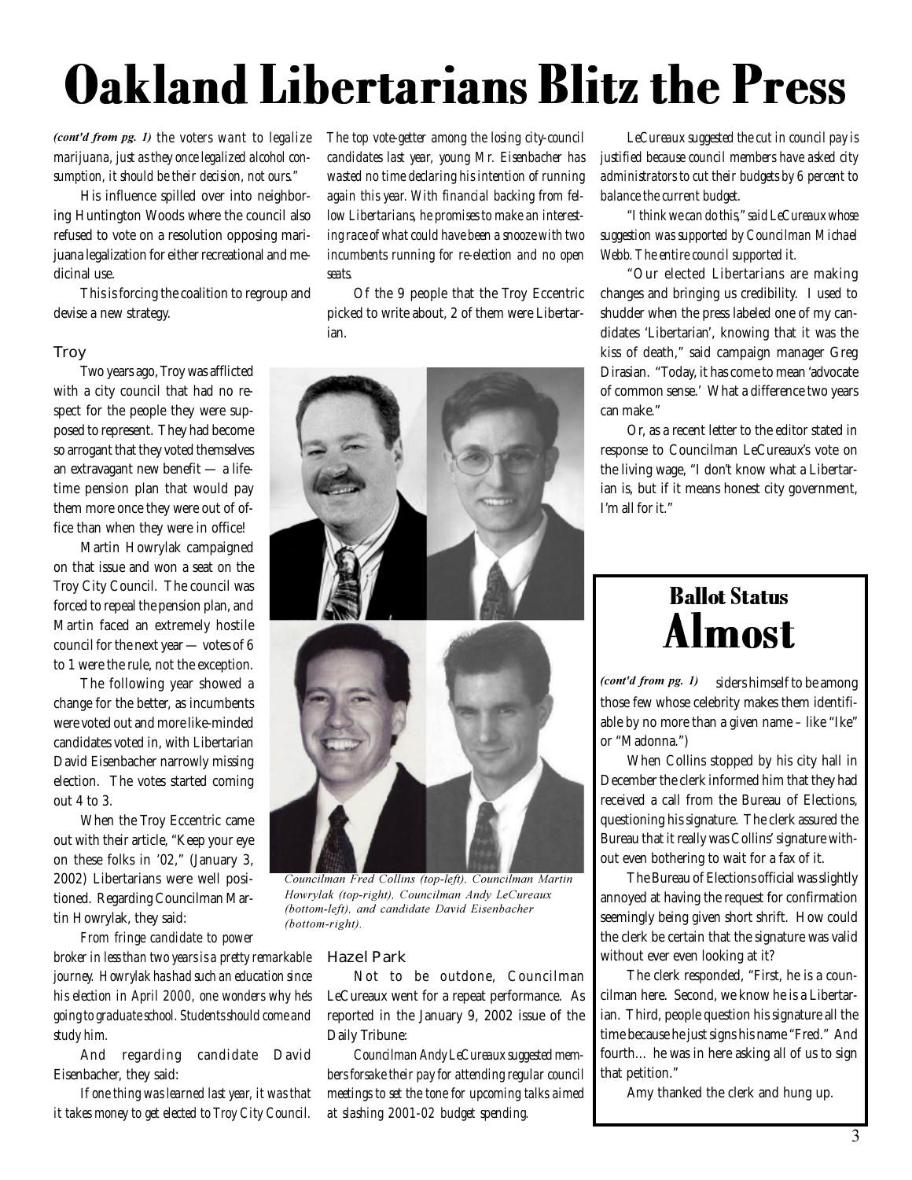# Oakland Libertarians Blitz the Press

*(cont'd from pg. 1)* the voters want to legalize marijuana, just as they once legalized alcohol consumption, it should be their decision, not ours."

His influence spilled over into neighboring Huntington Woods where the council also refused to vote on a resolution opposing marijuana legalization for either recreational and medicinal use.

This is forcing the coalition to regroup and devise a new strategy.

### Troy

Two years ago, Troy was afflicted with a city council that had no respect for the people they were supposed to represent. They had become so arrogant that they voted themselves an extravagant new benefit — a lifetime pension plan that would pay them more once they were out of office than when they were in office!

Martin Howrylak campaigned on that issue and won a seat on the Troy City Council. The council was forced to repeal the pension plan, and Martin faced an extremely hostile council for the next year — votes of 6 to 1 were the rule, not the exception.

The following year showed a change for the better, as incumbents were voted out and more like-minded candidates voted in, with Libertarian David Eisenbacher narrowly missing election. The votes started coming out 4 to 3.

When the Troy Eccentric came out with their article, "Keep your eye on these folks in '02," (January 3, 2002) Libertarians were well positioned. Regarding Councilman Martin Howrylak, they said:

*From fringe candidate to power broker in less than two years is a pretty remarkable journey. Howrylak has had such an education since his election in April 2000, one wonders why he's going to graduate school. Students should come and study him.*

And regarding candidate David Eisenbacher, they said:

*If one thing was learned last year, it was that it takes money to get elected to Troy City Council. The top vote-getter among the losing city-council candidates last year, young Mr. Eisenbacher has wasted no time declaring his intention of running again this year. With financial backing from fellow Libertarians, he promises to make an interesting race of what could have been a snooze with two incumbents running for re-election and no open seats.*

Of the 9 people that the Troy Eccentric picked to write about, 2 of them were Libertarian.

*Councilman Fred Collins (top-left), Councilman Martin Howrylak (top-right), Councilman Andy LeCureaux (bottom-left), and candidate David Eisenbacher (bottom-right).*

### Hazel Park

Not to be outdone, Councilman LeCureaux went for a repeat performance. As reported in the January 9, 2002 issue of the Daily Tribune:

*Councilman Andy LeCureaux suggested members forsake their pay for attending regular council meetings to set the tone for upcoming talks aimed at slashing 2001-02 budget spending.*

*LeCureaux suggested the cut in council pay is justified because council members have asked city administrators to cut their budgets by 6 percent to balance the current budget.*

*"I think we can do this," said LeCureaux whose suggestion was supported by Councilman Michael Webb. The entire council supported it.*

"Our elected Libertarians are making changes and bringing us credibility. I used to shudder when the press labeled one of my candidates 'Libertarian', knowing that it was the kiss of death," said campaign manager Greg Dirasian. "Today, it has come to mean 'advocate of common sense.' What a difference two years can make."

Or, as a recent letter to the editor stated in response to Councilman LeCureaux's vote on the living wage, "I don't know what a Libertarian is, but if it means honest city government, I'm all for it."

## Ballot Status Almost

*(cont'd from pg. 1)* siders himself to be among those few whose celebrity makes them identifiable by no more than a given name – like "Ike" or "Madonna.")

When Collins stopped by his city hall in December the clerk informed him that they had received a call from the Bureau of Elections, questioning his signature. The clerk assured the Bureau that it really was Collins' signature without even bothering to wait for a fax of it.

The Bureau of Elections official was slightly annoyed at having the request for confirmation seemingly being given short shrift. How could the clerk be certain that the signature was valid without ever even looking at it?

The clerk responded, "First, he is a councilman here. Second, we know he is a Libertarian. Third, people question his signature all the time because he just signs his name "Fred." And fourth… he was in here asking all of us to sign that petition."

Amy thanked the clerk and hung up.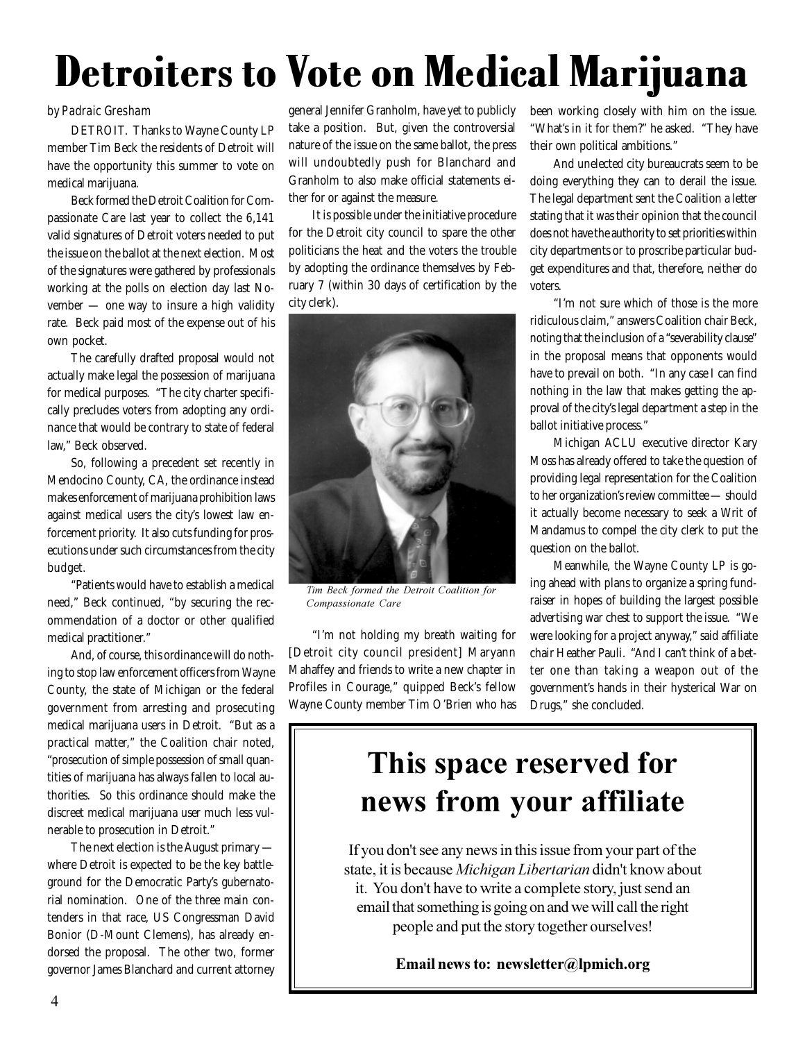# Detroiters to Vote on Medical Marijuana

*by Padraic Gresham*

DETROIT. Thanks to Wayne County LP member Tim Beck the residents of Detroit will have the opportunity this summer to vote on medical marijuana.

Beck formed the Detroit Coalition for Compassionate Care last year to collect the 6,141 valid signatures of Detroit voters needed to put the issue on the ballot at the next election. Most of the signatures were gathered by professionals working at the polls on election day last November — one way to insure a high validity rate. Beck paid most of the expense out of his own pocket.

The carefully drafted proposal would not actually make legal the possession of marijuana for medical purposes. "The city charter specifically precludes voters from adopting any ordinance that would be contrary to state of federal law," Beck observed.

So, following a precedent set recently in Mendocino County, CA, the ordinance instead makes enforcement of marijuana prohibition laws against medical users the city's lowest law enforcement priority. It also cuts funding for prosecutions under such circumstances from the city budget.

"Patients would have to establish a medical need," Beck continued, "by securing the recommendation of a doctor or other qualified medical practitioner."

And, of course, this ordinance will do nothing to stop law enforcement officers from Wayne County, the state of Michigan or the federal government from arresting and prosecuting medical marijuana users in Detroit. "But as a practical matter," the Coalition chair noted, "prosecution of simple possession of small quantities of marijuana has always fallen to local authorities. So this ordinance should make the discreet medical marijuana user much less vulnerable to prosecution in Detroit."

The next election is the August primary — where Detroit is expected to be the key battleground for the Democratic Party's gubernatorial nomination. One of the three main contenders in that race, US Congressman David Bonior (D-Mount Clemens), has already endorsed the proposal. The other two, former governor James Blanchard and current attorney general Jennifer Granholm, have yet to publicly take a position. But, given the controversial nature of the issue on the same ballot, the press will undoubtedly push for Blanchard and Granholm to also make official statements either for or against the measure.

It is possible under the initiative procedure for the Detroit city council to spare the other politicians the heat and the voters the trouble by adopting the ordinance themselves by February 7 (within 30 days of certification by the city clerk).

*Tim Beck formed the Detroit Coalition for Compassionate Care*

"I'm not holding my breath waiting for [Detroit city council president] Maryann Mahaffey and friends to write a new chapter in Profiles in Courage," quipped Beck's fellow Wayne County member Tim O'Brien who has been working closely with him on the issue. "What's in it for them?" he asked. "They have their own political ambitions."

And unelected city bureaucrats seem to be doing everything they can to derail the issue. The legal department sent the Coalition a letter stating that it was their opinion that the council does not have the authority to set priorities within city departments or to proscribe particular budget expenditures and that, therefore, neither do voters.

"I'm not sure which of those is the more ridiculous claim," answers Coalition chair Beck, noting that the inclusion of a "severability clause" in the proposal means that opponents would have to prevail on both. "In any case I can find nothing in the law that makes getting the approval of the city's legal department a step in the ballot initiative process."

Michigan ACLU executive director Kary Moss has already offered to take the question of providing legal representation for the Coalition to her organization's review committee — should it actually become necessary to seek a Writ of Mandamus to compel the city clerk to put the question on the ballot.

Meanwhile, the Wayne County LP is going ahead with plans to organize a spring fundraiser in hopes of building the largest possible advertising war chest to support the issue. "We were looking for a project anyway," said affiliate chair Heather Pauli. "And I can't think of a better one than taking a weapon out of the government's hands in their hysterical War on Drugs," she concluded.

## This space reserved for news from your affiliate

If you don't see any news in this issue from your part of the state, it is because *Michigan Libertarian* didn't know about it. You don't have to write a complete story, just send an email that something is going on and we will call the right people and put the story together ourselves!

**Email news to: newsletter@lpmich.org**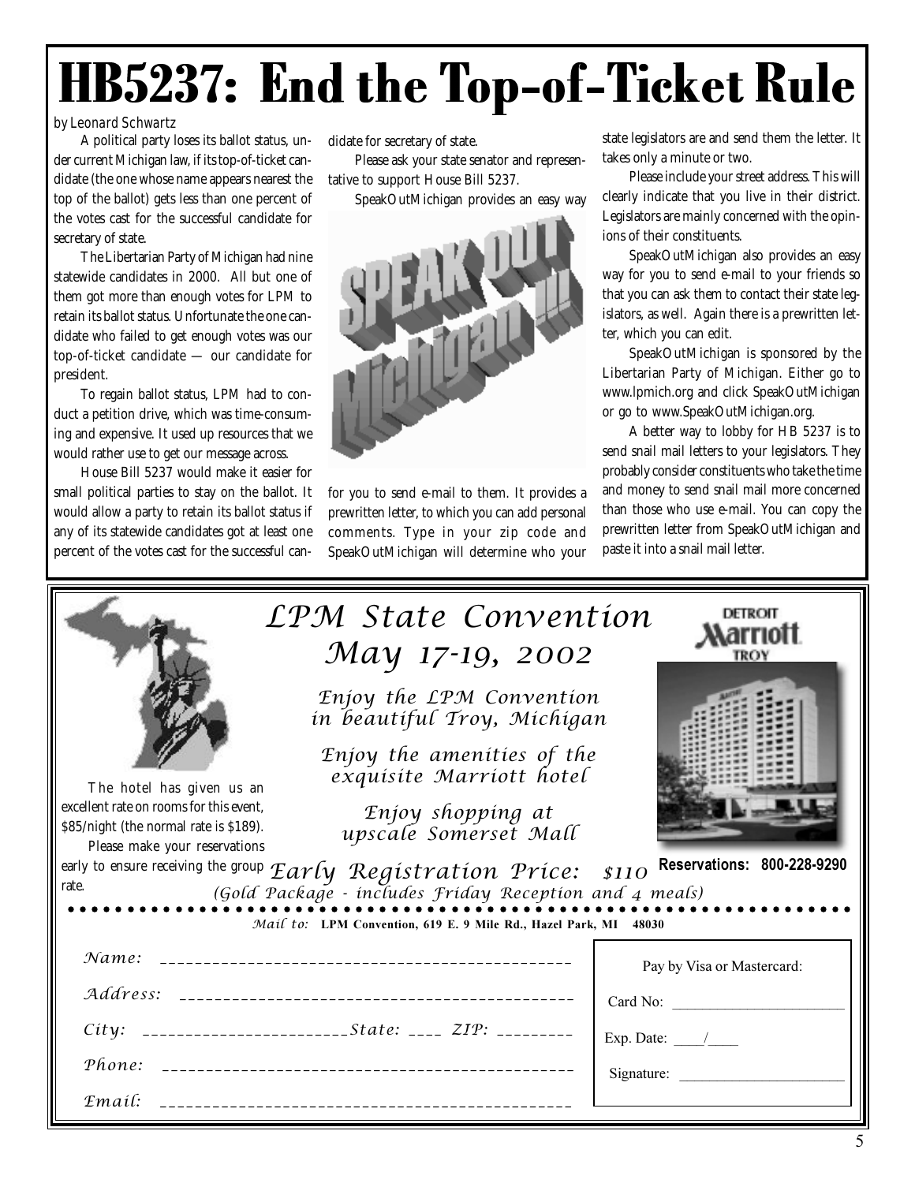# HB5237: End the Top-of-Ticket Rule

*by Leonard Schwartz*

A political party loses its ballot status, under current Michigan law, if its top-of-ticket candidate (the one whose name appears nearest the top of the ballot) gets less than one percent of the votes cast for the successful candidate for secretary of state.

The Libertarian Party of Michigan had nine statewide candidates in 2000. All but one of them got more than enough votes for LPM to retain its ballot status. Unfortunate the one candidate who failed to get enough votes was our top-of-ticket candidate — our candidate for president.

To regain ballot status, LPM had to conduct a petition drive, which was time-consuming and expensive. It used up resources that we would rather use to get our message across.

House Bill 5237 would make it easier for small political parties to stay on the ballot. It would allow a party to retain its ballot status if any of its statewide candidates got at least one percent of the votes cast for the successful candidate for secretary of state.

Please ask your state senator and representative to support House Bill 5237.

SpeakOutMichigan provides an easy way for you to send e-mail to them. It provides a prewritten letter, to which you can add personal comments. Type in your zip code and SpeakOutMichigan will determine who your state legislators are and send them the letter. It takes only a minute or two.

Please include your street address. This will clearly indicate that you live in their district. Legislators are mainly concerned with the opinions of their constituents.

SpeakOutMichigan also provides an easy way for you to send e-mail to your friends so that you can ask them to contact their state legislators, as well. Again there is a prewritten letter, which you can edit.

SpeakOutMichigan is sponsored by the Libertarian Party of Michigan. Either go to www.lpmich.org and click SpeakOutMichigan or go to www.SpeakOutMichigan.org.

A better way to lobby for HB 5237 is to send snail mail letters to your legislators. They probably consider constituents who take the time and money to send snail mail more concerned than those who use e-mail. You can copy the prewritten letter from SpeakOutMichigan and paste it into a snail mail letter.

---

## *LPM State Convention*
## *May 17-19, 2002*

*Enjoy the LPM Convention in beautiful Troy, Michigan*

*Enjoy the amenities of the exquisite Marriott hotel*

*Enjoy shopping at upscale Somerset Mall*

The hotel has given us an excellent rate on rooms for this event, $85/night (the normal rate is $189).

Please make your reservations early to ensure receiving the group rate.

**Reservations: 800-228-9290**

*Early Registration Price: $110*

*(Gold Package - includes Friday Reception and 4 meals)*

*Mail to:* **LPM Convention, 619 E. 9 Mile Rd., Hazel Park, MI 48030**

*Name:* ______________________________

*Address:* ______________________________

*City:* ________________ *State:* ____ *ZIP:* ________

*Phone:* ______________________________

*Email:* ______________________________

Pay by Visa or Mastercard:

Card No: ____________________

Exp. Date: ____/____

Signature: ____________________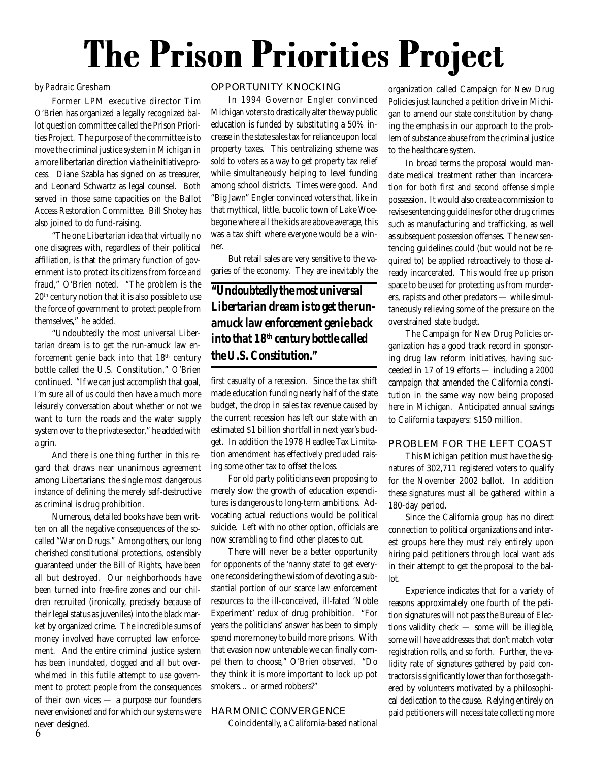# The Prison Priorities Project

*by Padraic Gresham*

Former LPM executive director Tim O'Brien has organized a legally recognized ballot question committee called the Prison Priorities Project. The purpose of the committee is to move the criminal justice system in Michigan in a more libertarian direction via the initiative process. Diane Szabla has signed on as treasurer, and Leonard Schwartz as legal counsel. Both served in those same capacities on the Ballot Access Restoration Committee. Bill Shotey has also joined to do fund-raising.

"The one Libertarian idea that virtually no one disagrees with, regardless of their political affiliation, is that the primary function of government is to protect its citizens from force and fraud," O'Brien noted. "The problem is the 20th century notion that it is also possible to use the force of government to protect people from themselves," he added.

"Undoubtedly the most universal Libertarian dream is to get the run-amuck law enforcement genie back into that 18th century bottle called the U.S. Constitution," O'Brien continued. "If we can just accomplish that goal, I'm sure all of us could then have a much more leisurely conversation about whether or not we want to turn the roads and the water supply system over to the private sector," he added with a grin.

And there is one thing further in this regard that draws near unanimous agreement among Libertarians: the single most dangerous instance of defining the merely self-destructive as criminal is drug prohibition.

Numerous, detailed books have been written on all the negative consequences of the so-called "War on Drugs." Among others, our long cherished constitutional protections, ostensibly guaranteed under the Bill of Rights, have been all but destroyed. Our neighborhoods have been turned into free-fire zones and our children recruited (ironically, precisely because of their legal status as juveniles) into the black market by organized crime. The incredible sums of money involved have corrupted law enforcement. And the entire criminal justice system has been inundated, clogged and all but overwhelmed in this futile attempt to use government to protect people from the consequences of their own vices — a purpose our founders never envisioned and for which our systems were never designed.

## OPPORTUNITY KNOCKING

In 1994 Governor Engler convinced Michigan voters to drastically alter the way public education is funded by substituting a 50% increase in the state sales tax for reliance upon local property taxes. This centralizing scheme was sold to voters as a way to get property tax relief while simultaneously helping to level funding among school districts. Times were good. And "Big Jawn" Engler convinced voters that, like in that mythical, little, bucolic town of Lake Woebegone where *all* the kids are above average, this was a tax shift where *everyone* would be a winner.

But retail sales are very sensitive to the vagaries of the economy. They are inevitably the first casualty of a recession. Since the tax shift made education funding nearly half of the state budget, the drop in sales tax revenue caused by the current recession has left our state with an estimated $1 billion shortfall in next year's budget. In addition the 1978 Headlee Tax Limitation amendment has effectively precluded raising some other tax to offset the loss.

> ***"Undoubtedly the most universal Libertarian dream is to get the run-amuck law enforcement genie back into that 18th century bottle called the U.S. Constitution."***

For old party politicians even proposing to merely slow the growth of education expenditures is dangerous to long-term ambitions. Advocating actual reductions would be political suicide. Left with no other option, officials are now scrambling to find other places to cut.

There will never be a better opportunity for opponents of the 'nanny state' to get everyone reconsidering the wisdom of devoting a substantial portion of our scarce law enforcement resources to the ill-conceived, ill-fated 'Noble Experiment' redux of drug prohibition. "For years the politicians' answer has been to simply spend more money to build more prisons. With that evasion now untenable we can finally compel them to choose," O'Brien observed. "Do they think it is more important to lock up pot smokers… or armed robbers?"

## HARMONIC CONVERGENCE

Coincidentally, a California-based national organization called Campaign for New Drug Policies just launched a petition drive in Michigan to amend our state constitution by changing the emphasis in our approach to the problem of substance abuse from the criminal justice to the healthcare system.

In broad terms the proposal would mandate medical treatment rather than incarceration for both first and second offense simple possession. It would also create a commission to revise sentencing guidelines for other drug crimes such as manufacturing and trafficking, as well as subsequent possession offenses. The new sentencing guidelines could (but would not be required to) be applied retroactively to those already incarcerated. This would free up prison space to be used for protecting us from murderers, rapists and other predators — while simultaneously relieving some of the pressure on the overstrained state budget.

The Campaign for New Drug Policies organization has a good track record in sponsoring drug law reform initiatives, having succeeded in 17 of 19 efforts — including a 2000 campaign that amended the California constitution in the same way now being proposed here in Michigan. Anticipated annual savings to California taxpayers: $150 million.

## PROBLEM FOR THE LEFT COAST

This Michigan petition must have the signatures of 302,711 registered voters to qualify for the November 2002 ballot. In addition these signatures must all be gathered within a 180-day period.

Since the California group has no direct connection to political organizations and interest groups here they must rely entirely upon hiring paid petitioners through local want ads in their attempt to get the proposal to the ballot.

Experience indicates that for a variety of reasons approximately one fourth of the petition signatures will not pass the Bureau of Elections validity check — some will be illegible, some will have addresses that don't match voter registration rolls, and so forth. Further, the validity rate of signatures gathered by paid contractors is significantly lower than for those gathered by volunteers motivated by a philosophical dedication to the cause. Relying entirely on paid petitioners will necessitate collecting more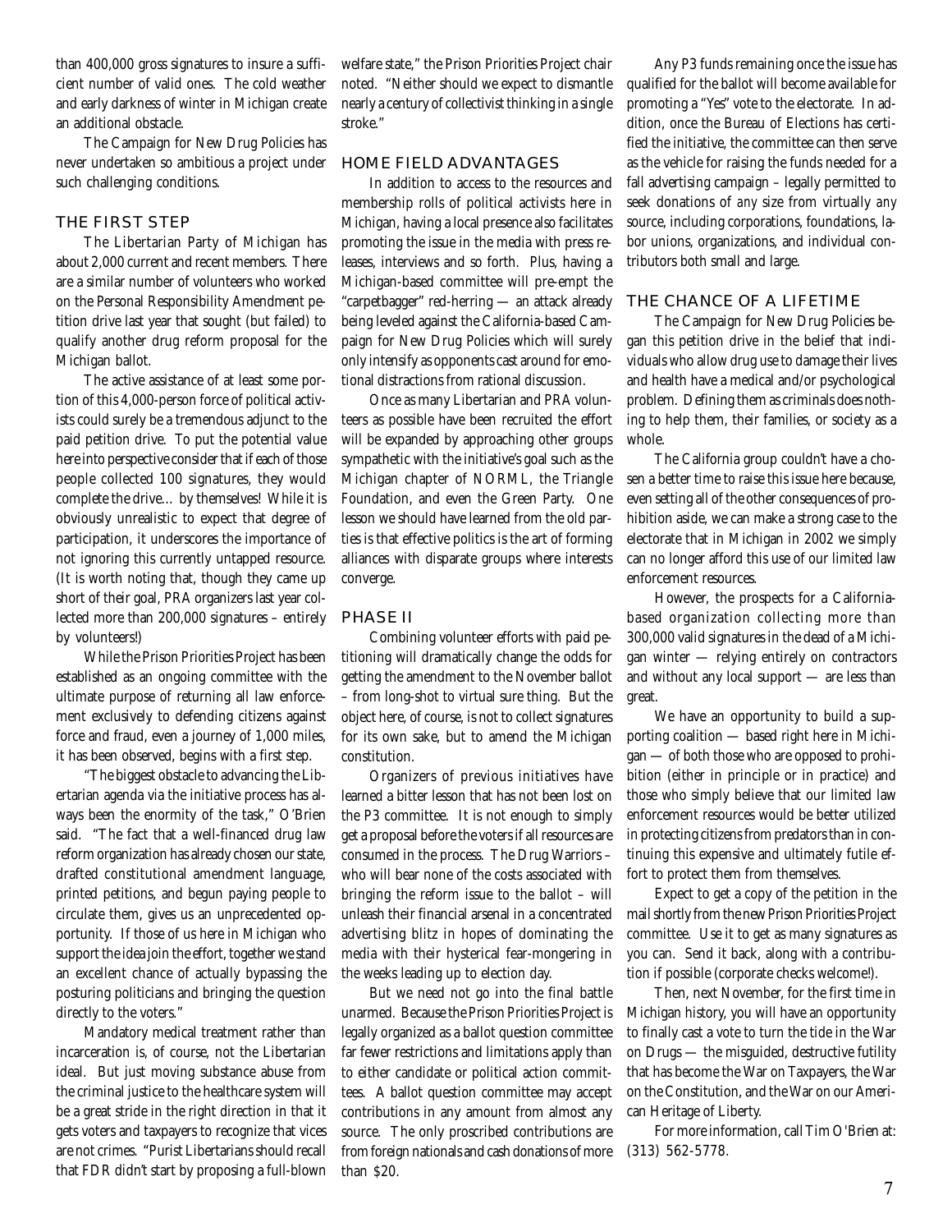than 400,000 gross signatures to insure a sufficient number of valid ones. The cold weather and early darkness of winter in Michigan create an additional obstacle.

The Campaign for New Drug Policies has never undertaken so ambitious a project under such challenging conditions.

## THE FIRST STEP

The Libertarian Party of Michigan has about 2,000 current and recent members. There are a similar number of volunteers who worked on the Personal Responsibility Amendment petition drive last year that sought (but failed) to qualify another drug reform proposal for the Michigan ballot.

The active assistance of at least some portion of this 4,000-person force of political activists could surely be a tremendous adjunct to the paid petition drive. To put the potential value here into perspective consider that if each of those people collected 100 signatures, they would complete the drive… by themselves! While it is obviously unrealistic to expect that degree of participation, it underscores the importance of not ignoring this currently untapped resource. (It is worth noting that, though they came up short of their goal, PRA organizers last year collected more than 200,000 signatures – entirely by volunteers!)

While the Prison Priorities Project has been established as an ongoing committee with the ultimate purpose of returning all law enforcement exclusively to defending citizens against force and fraud, even a journey of 1,000 miles, it has been observed, begins with a first step.

"The biggest obstacle to advancing the Libertarian agenda via the initiative process has always been the enormity of the task," O'Brien said. "The fact that a well-financed drug law reform organization has already chosen our state, drafted constitutional amendment language, printed petitions, and begun paying people to circulate them, gives us an unprecedented opportunity. If those of us here in Michigan who support the idea join the effort, together we stand an excellent chance of actually bypassing the posturing politicians and bringing the question directly to the voters."

Mandatory medical treatment rather than incarceration is, of course, not the Libertarian ideal. But just moving substance abuse from the criminal justice to the healthcare system will be a great stride in the right direction in that it gets voters and taxpayers to recognize that vices are not crimes. "Purist Libertarians should recall that FDR didn't start by proposing a full-blown welfare state," the Prison Priorities Project chair noted. "Neither should we expect to dismantle nearly a century of collectivist thinking in a single stroke."

## HOME FIELD ADVANTAGES

In addition to access to the resources and membership rolls of political activists here in Michigan, having a local presence also facilitates promoting the issue in the media with press releases, interviews and so forth. Plus, having a Michigan-based committee will pre-empt the "carpetbagger" red-herring — an attack already being leveled against the California-based Campaign for New Drug Policies which will surely only intensify as opponents cast around for emotional distractions from rational discussion.

Once as many Libertarian and PRA volunteers as possible have been recruited the effort will be expanded by approaching other groups sympathetic with the initiative's goal such as the Michigan chapter of NORML, the Triangle Foundation, and even the Green Party. One lesson we should have learned from the old parties is that effective politics is the art of forming alliances with disparate groups where interests converge.

## PHASE II

Combining volunteer efforts with paid petitioning will dramatically change the odds for getting the amendment to the November ballot – from long-shot to virtual sure thing. But the object here, of course, is not to collect signatures for its own sake, but to amend the Michigan constitution.

Organizers of previous initiatives have learned a bitter lesson that has not been lost on the P3 committee. It is not enough to simply get a proposal before the voters if all resources are consumed in the process. The Drug Warriors – who will bear none of the costs associated with bringing the reform issue to the ballot – will unleash their financial arsenal in a concentrated advertising blitz in hopes of dominating the media with their hysterical fear-mongering in the weeks leading up to election day.

But we need not go into the final battle unarmed. Because the Prison Priorities Project is legally organized as a ballot question committee far fewer restrictions and limitations apply than to either candidate or political action committees. A ballot question committee may accept contributions in any amount from almost any source. The only proscribed contributions are from foreign nationals and cash donations of more than $20.

Any P3 funds remaining once the issue has qualified for the ballot will become available for promoting a "Yes" vote to the electorate. In addition, once the Bureau of Elections has certified the initiative, the committee can then serve as the vehicle for raising the funds needed for a fall advertising campaign – legally permitted to seek donations of *any* size from virtually *any* source, including corporations, foundations, labor unions, organizations, and individual contributors both small and large.

## THE CHANCE OF A LIFETIME

The Campaign for New Drug Policies began this petition drive in the belief that individuals who allow drug use to damage their lives and health have a medical and/or psychological problem. Defining them as criminals does nothing to help them, their families, or society as a whole.

The California group couldn't have a chosen a better time to raise this issue here because, even setting all of the other consequences of prohibition aside, we can make a strong case to the electorate that in Michigan in 2002 we simply can no longer afford this use of our limited law enforcement resources.

However, the prospects for a California-based organization collecting more than 300,000 valid signatures in the dead of a Michigan winter — relying entirely on contractors and without any local support — are less than great.

We have an opportunity to build a supporting coalition — based right here in Michigan — of both those who are opposed to prohibition (either in principle or in practice) and those who simply believe that our limited law enforcement resources would be better utilized in protecting citizens from predators than in continuing this expensive and ultimately futile effort to protect them from themselves.

Expect to get a copy of the petition in the mail shortly from the new Prison Priorities Project committee. Use it to get as many signatures as you can. Send it back, along with a contribution if possible (corporate checks welcome!).

Then, next November, for the first time in Michigan history, you will have an opportunity to finally cast a vote to turn the tide in the War on Drugs — the misguided, destructive futility that has become the War on Taxpayers, the War on the Constitution, and the War on our American Heritage of Liberty.

For more information, call Tim O'Brien at: (313) 562-5778.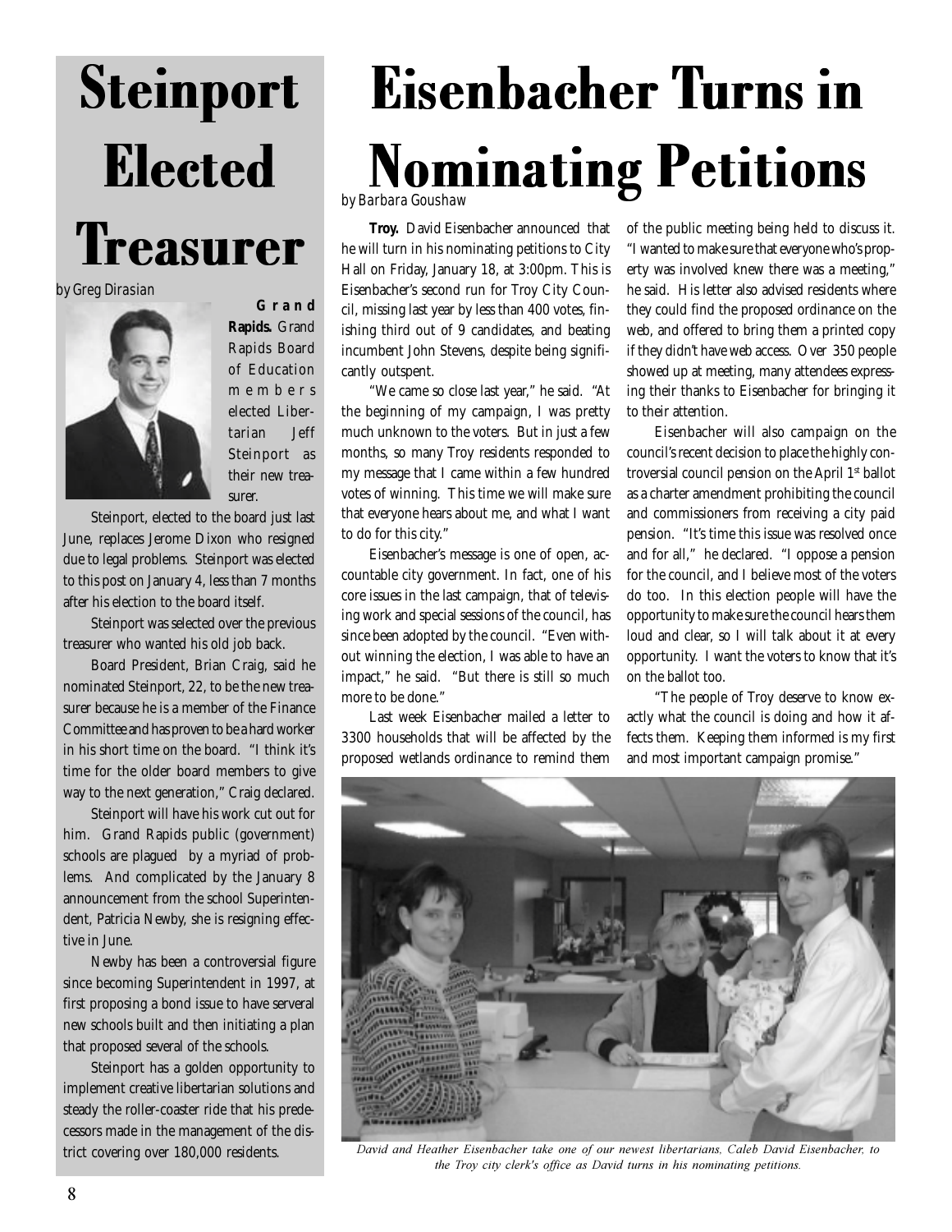# Steinport Elected Treasurer

*by Greg Dirasian*

**Grand Rapids.** Grand Rapids Board of Education members elected Libertarian Jeff Steinport as their new treasurer.

Steinport, elected to the board just last June, replaces Jerome Dixon who resigned due to legal problems. Steinport was elected to this post on January 4, less than 7 months after his election to the board itself.

Steinport was selected over the previous treasurer who wanted his old job back.

Board President, Brian Craig, said he nominated Steinport, 22, to be the new treasurer because he is a member of the Finance Committee and has proven to be a hard worker in his short time on the board. "I think it's time for the older board members to give way to the next generation," Craig declared.

Steinport will have his work cut out for him. Grand Rapids public (government) schools are plagued by a myriad of problems. And complicated by the January 8 announcement from the school Superintendent, Patricia Newby, she is resigning effective in June.

Newby has been a controversial figure since becoming Superintendent in 1997, at first proposing a bond issue to have serveral new schools built and then initiating a plan that proposed several of the schools.

Steinport has a golden opportunity to implement creative libertarian solutions and steady the roller-coaster ride that his predecessors made in the management of the district covering over 180,000 residents.

# Eisenbacher Turns in Nominating Petitions

*by Barbara Goushaw*

**Troy.** David Eisenbacher announced that he will turn in his nominating petitions to City Hall on Friday, January 18, at 3:00pm. This is Eisenbacher's second run for Troy City Council, missing last year by less than 400 votes, finishing third out of 9 candidates, and beating incumbent John Stevens, despite being significantly outspent.

"We came so close last year," he said. "At the beginning of my campaign, I was pretty much unknown to the voters. But in just a few months, so many Troy residents responded to my message that I came within a few hundred votes of winning. This time we will make sure that everyone hears about me, and what I want to do for this city."

Eisenbacher's message is one of open, accountable city government. In fact, one of his core issues in the last campaign, that of televising work and special sessions of the council, has since been adopted by the council. "Even without winning the election, I was able to have an impact," he said. "But there is still so much more to be done."

Last week Eisenbacher mailed a letter to 3300 households that will be affected by the proposed wetlands ordinance to remind them of the public meeting being held to discuss it. "I wanted to make sure that everyone who's property was involved knew there was a meeting," he said. His letter also advised residents where they could find the proposed ordinance on the web, and offered to bring them a printed copy if they didn't have web access. Over 350 people showed up at meeting, many attendees expressing their thanks to Eisenbacher for bringing it to their attention.

Eisenbacher will also campaign on the council's recent decision to place the highly controversial council pension on the April 1st ballot as a charter amendment prohibiting the council and commissioners from receiving a city paid pension. "It's time this issue was resolved once and for all," he declared. "I oppose a pension for the council, and I believe most of the voters do too. In this election people will have the opportunity to make sure the council hears them loud and clear, so I will talk about it at every opportunity. I want the voters to know that it's on the ballot too.

"The people of Troy deserve to know exactly what the council is doing and how it affects them. Keeping them informed is my first and most important campaign promise."

*David and Heather Eisenbacher take one of our newest libertarians, Caleb David Eisenbacher, to the Troy city clerk's office as David turns in his nominating petitions.*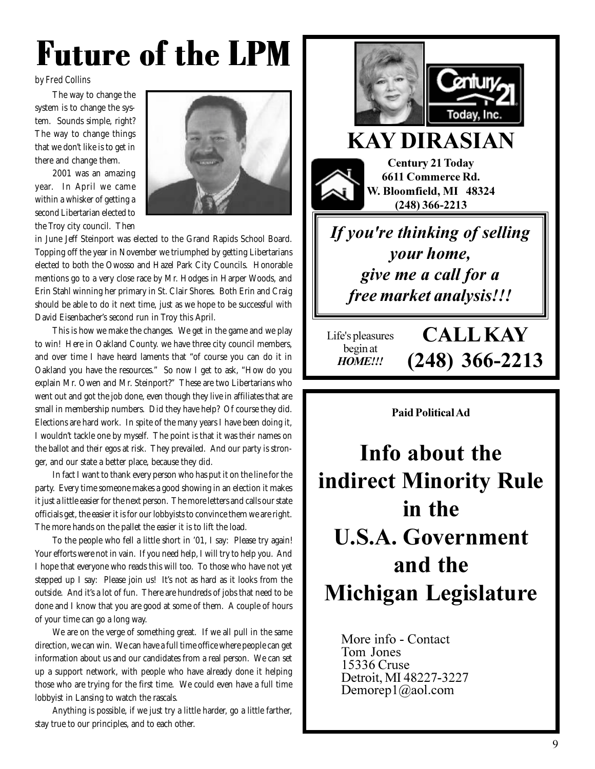# Future of the LPM

*by Fred Collins*

The way to change the system is to change the system. Sounds simple, right? The way to change things that we don't like is to get in there and change them.

2001 was an amazing year. In April we came within a whisker of getting a second Libertarian elected to the Troy city council. Then in June Jeff Steinport was elected to the Grand Rapids School Board. Topping off the year in November we triumphed by getting Libertarians elected to both the Owosso and Hazel Park City Councils. Honorable mentions go to a very close race by Mr. Hodges in Harper Woods, and Erin Stahl winning her primary in St. Clair Shores. Both Erin and Craig should be able to do it next time, just as we hope to be successful with David Eisenbacher's second run in Troy this April.

This is how we make the changes. We get in the game and we play to win! Here in Oakland County. we have three city council members, and over time I have heard laments that "of course you can do it in Oakland you have the resources." So now I get to ask, "How do you explain Mr. Owen and Mr. Steinport?" These are two Libertarians who went out and got the job done, even though they live in affiliates that are small in membership numbers. Did they have help? Of course they did. Elections are hard work. In spite of the many years I have been doing it, I wouldn't tackle one by myself. The point is that it was *their* names on the ballot and *their* egos at risk. They prevailed. And our party is stronger, and our state a better place, because they did.

In fact I want to thank every person who has put it on the line for the party. Every time someone makes a good showing in an election it makes it just a little easier for the next person. The more letters and calls our state officials get, the easier it is for our lobbyists to convince them we are right. The more hands on the pallet the easier it is to lift the load.

To the people who fell a little short in '01, I say: Please try again! Your efforts were not in vain. If you need help, I will try to help you. And I hope that everyone who reads this will too. To those who have not yet stepped up I say: Please join us! It's not as hard as it looks from the outside. And it's a lot of fun. There are hundreds of jobs that need to be done and I know that you are good at some of them. A couple of hours of your time can go a long way.

We are on the verge of something great. If we all pull in the same direction, we can win. We can have a full time office where people can get information about us and our candidates from a real person. We can set up a support network, with people who have already done it helping those who are trying for the first time. We could even have a full time lobbyist in Lansing to watch the rascals.

Anything is possible, if we just try a little harder, go a little farther, stay true to our principles, and to each other.

---

Century 21 Today, Inc.

## KAY DIRASIAN

**Century 21 Today**
**6611 Commerce Rd.**
**W. Bloomfield, MI 48324**
**(248) 366-2213**

***If you're thinking of selling your home, give me a call for a free market analysis!!!***

Life's pleasures begin at ***HOME!!!***

**CALL KAY**
**(248) 366-2213**

---

**Paid Political Ad**

## Info about the indirect Minority Rule in the U.S.A. Government and the Michigan Legislature

More info - Contact
Tom Jones
15336 Cruse
Detroit, MI 48227-3227
Demorep1@aol.com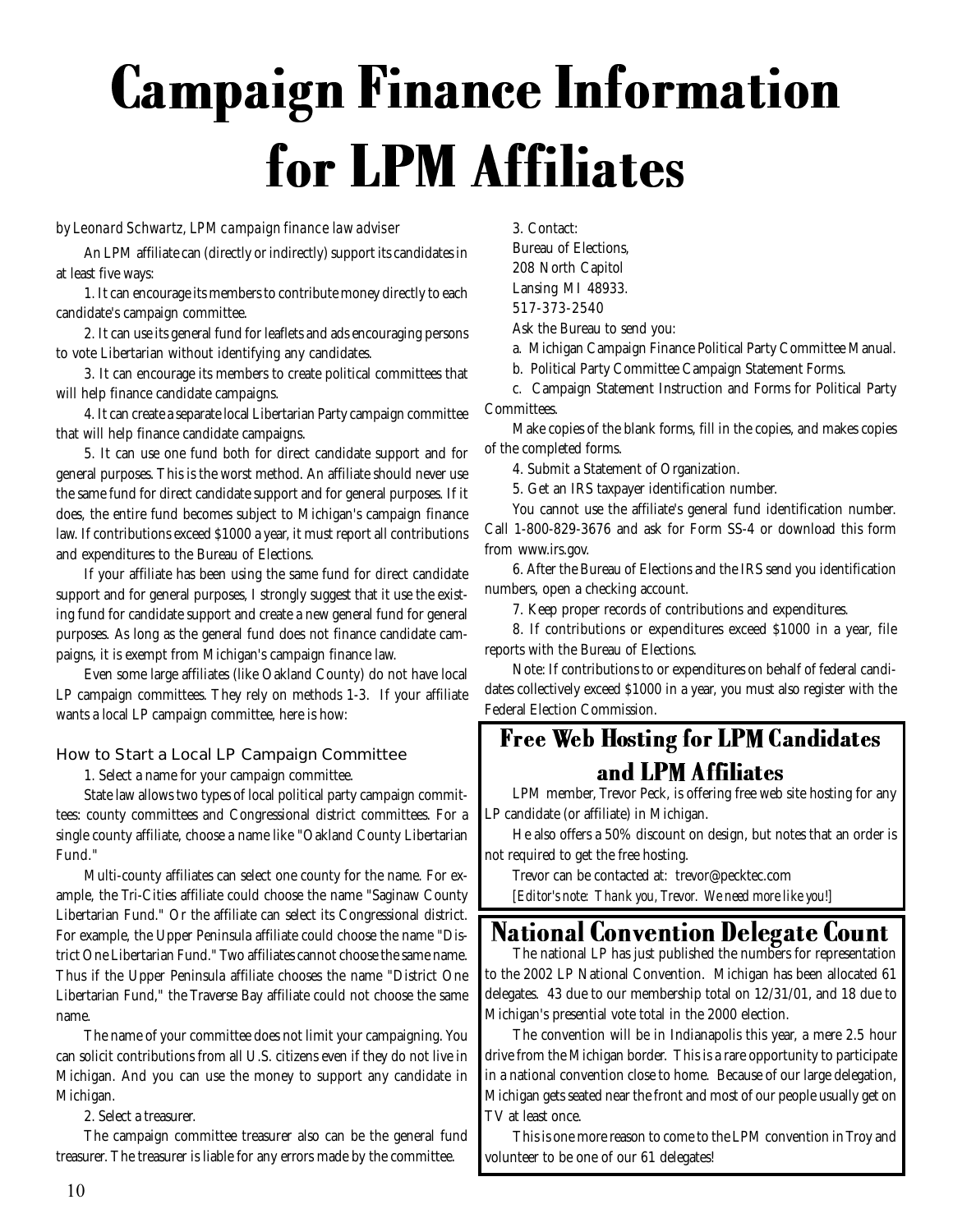# Campaign Finance Information for LPM Affiliates

*by Leonard Schwartz, LPM campaign finance law adviser*

An LPM affiliate can (directly or indirectly) support its candidates in at least five ways:

1. It can encourage its members to contribute money directly to each candidate's campaign committee.

2. It can use its general fund for leaflets and ads encouraging persons to vote Libertarian without identifying any candidates.

3. It can encourage its members to create political committees that will help finance candidate campaigns.

4. It can create a separate local Libertarian Party campaign committee that will help finance candidate campaigns.

5. It can use one fund both for direct candidate support and for general purposes. This is the worst method. An affiliate should never use the same fund for direct candidate support and for general purposes. If it does, the entire fund becomes subject to Michigan's campaign finance law. If contributions exceed $1000 a year, it must report all contributions and expenditures to the Bureau of Elections.

If your affiliate has been using the same fund for direct candidate support and for general purposes, I strongly suggest that it use the existing fund for candidate support and create a new general fund for general purposes. As long as the general fund does not finance candidate campaigns, it is exempt from Michigan's campaign finance law.

Even some large affiliates (like Oakland County) do not have local LP campaign committees. They rely on methods 1-3. If your affiliate wants a local LP campaign committee, here is how:

### How to Start a Local LP Campaign Committee

1. Select a name for your campaign committee.

State law allows two types of local political party campaign committees: county committees and Congressional district committees. For a single county affiliate, choose a name like "Oakland County Libertarian Fund."

Multi-county affiliates can select one county for the name. For example, the Tri-Cities affiliate could choose the name "Saginaw County Libertarian Fund." Or the affiliate can select its Congressional district. For example, the Upper Peninsula affiliate could choose the name "District One Libertarian Fund." Two affiliates cannot choose the same name. Thus if the Upper Peninsula affiliate chooses the name "District One Libertarian Fund," the Traverse Bay affiliate could not choose the same name.

The name of your committee does not limit your campaigning. You can solicit contributions from all U.S. citizens even if they do not live in Michigan. And you can use the money to support any candidate in Michigan.

2. Select a treasurer.

The campaign committee treasurer also can be the general fund treasurer. The treasurer is liable for any errors made by the committee.

3. Contact:
Bureau of Elections,
208 North Capitol
Lansing MI 48933.
517-373-2540

Ask the Bureau to send you:

a. Michigan Campaign Finance Political Party Committee Manual.

b. Political Party Committee Campaign Statement Forms.

c. Campaign Statement Instruction and Forms for Political Party Committees.

Make copies of the blank forms, fill in the copies, and makes copies of the completed forms.

4. Submit a Statement of Organization.

5. Get an IRS taxpayer identification number.

You cannot use the affiliate's general fund identification number. Call 1-800-829-3676 and ask for Form SS-4 or download this form from www.irs.gov.

6. After the Bureau of Elections and the IRS send you identification numbers, open a checking account.

7. Keep proper records of contributions and expenditures.

8. If contributions or expenditures exceed $1000 in a year, file reports with the Bureau of Elections.

Note: If contributions to or expenditures on behalf of federal candidates collectively exceed $1000 in a year, you must also register with the Federal Election Commission.

## Free Web Hosting for LPM Candidates and LPM Affiliates

LPM member, Trevor Peck, is offering free web site hosting for any LP candidate (or affiliate) in Michigan.

He also offers a 50% discount on design, but notes that an order is not required to get the free hosting.

Trevor can be contacted at: trevor@pecktec.com

*[Editor's note: Thank you, Trevor. We need more like you!]*

## National Convention Delegate Count

The national LP has just published the numbers for representation to the 2002 LP National Convention. Michigan has been allocated 61 delegates. 43 due to our membership total on 12/31/01, and 18 due to Michigan's presential vote total in the 2000 election.

The convention will be in Indianapolis this year, a mere 2.5 hour drive from the Michigan border. This is a rare opportunity to participate in a national convention close to home. Because of our large delegation, Michigan gets seated near the front and most of our people usually get on TV at least once.

This is one more reason to come to the LPM convention in Troy and volunteer to be one of our 61 delegates!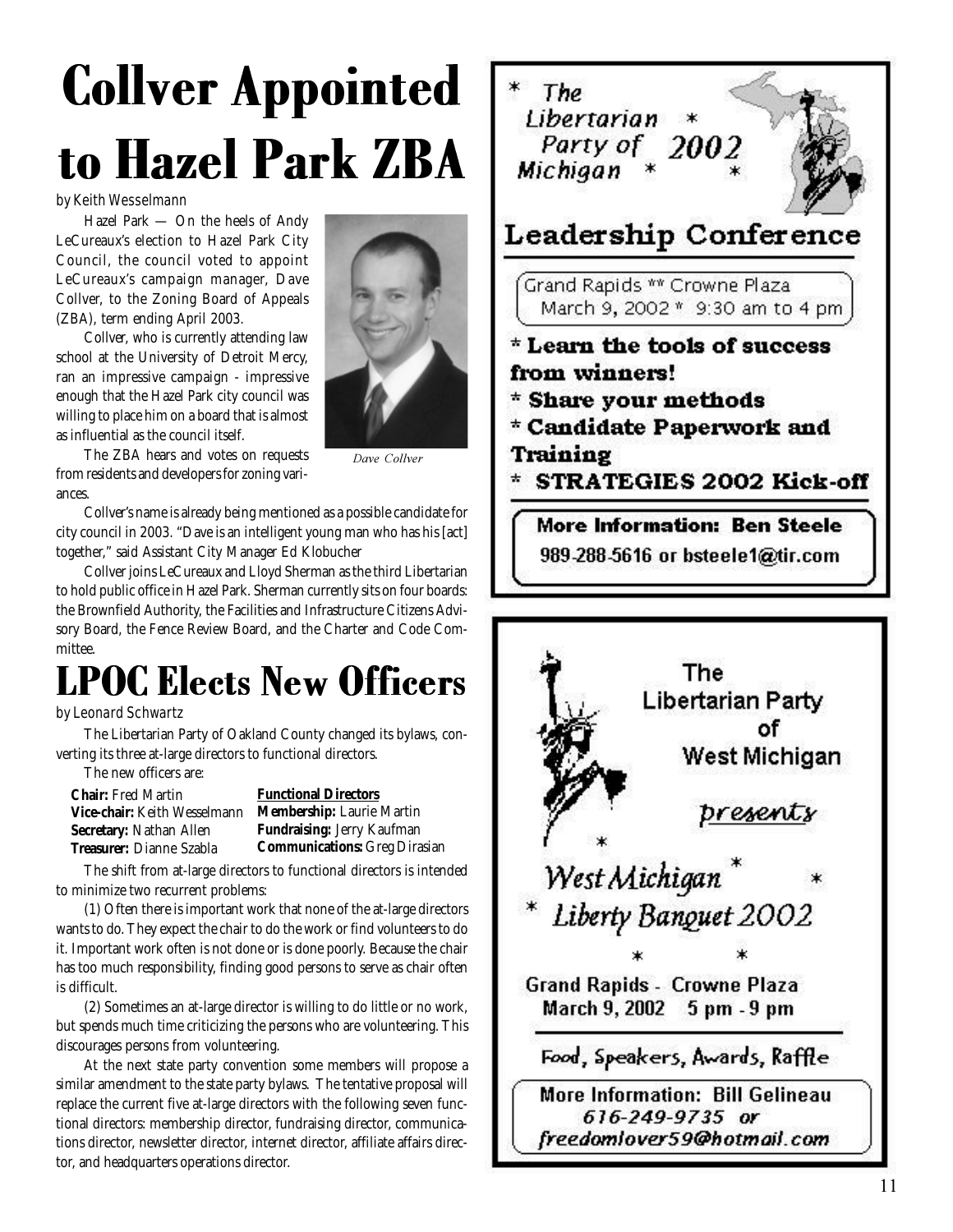# Collver Appointed to Hazel Park ZBA

*by Keith Wesselmann*

Hazel Park — On the heels of Andy LeCureaux's election to Hazel Park City Council, the council voted to appoint LeCureaux's campaign manager, Dave Collver, to the Zoning Board of Appeals (ZBA), term ending April 2003.

Collver, who is currently attending law school at the University of Detroit Mercy, ran an impressive campaign - impressive enough that the Hazel Park city council was willing to place him on a board that is almost as influential as the council itself.

Dave Collver

The ZBA hears and votes on requests from residents and developers for zoning variances.

Collver's name is already being mentioned as a possible candidate for city council in 2003. "Dave is an intelligent young man who has his [act] together," said Assistant City Manager Ed Klobucher

Collver joins LeCureaux and Lloyd Sherman as the third Libertarian to hold public office in Hazel Park. Sherman currently sits on four boards: the Brownfield Authority, the Facilities and Infrastructure Citizens Advisory Board, the Fence Review Board, and the Charter and Code Committee.

# LPOC Elects New Officers

*by Leonard Schwartz*

The Libertarian Party of Oakland County changed its bylaws, converting its three at-large directors to functional directors.

The new officers are:

**Chair:** Fred Martin
**Vice-chair:** Keith Wesselmann
**Secretary:** Nathan Allen
**Treasurer:** Dianne Szabla

**Functional Directors**
**Membership:** Laurie Martin
**Fundraising:** Jerry Kaufman
**Communications:** Greg Dirasian

The shift from at-large directors to functional directors is intended to minimize two recurrent problems:

(1) Often there is important work that none of the at-large directors wants to do. They expect the chair to do the work or find volunteers to do it. Important work often is not done or is done poorly. Because the chair has too much responsibility, finding good persons to serve as chair often is difficult.

(2) Sometimes an at-large director is willing to do little or no work, but spends much time criticizing the persons who are volunteering. This discourages persons from volunteering.

At the next state party convention some members will propose a similar amendment to the state party bylaws. The tentative proposal will replace the current five at-large directors with the following seven functional directors: membership director, fundraising director, communications director, newsletter director, internet director, affiliate affairs director, and headquarters operations director.

---

\* The Libertarian Party of Michigan \* 2002 \*

## Leadership Conference

Grand Rapids ** Crowne Plaza
March 9, 2002 * 9:30 am to 4 pm

- **Learn the tools of success from winners!**
- **Share your methods**
- **Candidate Paperwork and Training**
- **STRATEGIES 2002 Kick-off**

**More Information: Ben Steele**
**989-288-5616 or bsteele1@tir.com**

---

The Libertarian Party of West Michigan

*presents*

## *West Michigan Liberty Banquet 2002*

**Grand Rapids - Crowne Plaza**
**March 9, 2002 5 pm - 9 pm**

Food, Speakers, Awards, Raffle

**More Information: Bill Gelineau**
***616-249-9735 or***
***freedomlover59@hotmail.com***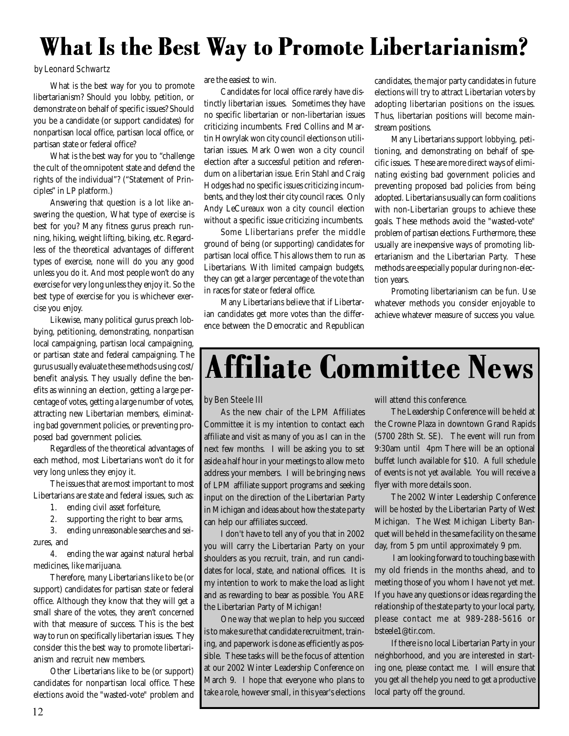# What Is the Best Way to Promote Libertarianism?

*by Leonard Schwartz*

What is the best way for you to promote libertarianism? Should you lobby, petition, or demonstrate on behalf of specific issues? Should you be a candidate (or support candidates) for nonpartisan local office, partisan local office, or partisan state or federal office?

What is the best way for you to "challenge the cult of the omnipotent state and defend the rights of the individual"? ("Statement of Principles" in LP platform.)

Answering that question is a lot like answering the question, What type of exercise is best for you? Many fitness gurus preach running, hiking, weight lifting, biking, etc. Regardless of the theoretical advantages of different types of exercise, none will do you any good unless you do it. And most people won't do any exercise for very long unless they enjoy it. So the best type of exercise for you is whichever exercise you enjoy.

Likewise, many political gurus preach lobbying, petitioning, demonstrating, nonpartisan local campaigning, partisan local campaigning, or partisan state and federal campaigning. The gurus usually evaluate these methods using cost/benefit analysis. They usually define the benefits as winning an election, getting a large percentage of votes, getting a large number of votes, attracting new Libertarian members, eliminating bad government policies, or preventing proposed bad government policies.

Regardless of the theoretical advantages of each method, most Libertarians won't do it for very long unless they enjoy it.

The issues that are most important to most Libertarians are state and federal issues, such as:

1. ending civil asset forfeiture,
2. supporting the right to bear arms,
3. ending unreasonable searches and seizures, and
4. ending the war against natural herbal medicines, like marijuana.

Therefore, many Libertarians like to be (or support) candidates for partisan state or federal office. Although they know that they will get a small share of the votes, they aren't concerned with that measure of success. This is the best way to run on specifically libertarian issues. They consider this the best way to promote libertarianism and recruit new members.

Other Libertarians like to be (or support) candidates for nonpartisan local office. These elections avoid the "wasted-vote" problem and are the easiest to win.

Candidates for local office rarely have distinctly libertarian issues. Sometimes they have no specific libertarian or non-libertarian issues criticizing incumbents. Fred Collins and Martin Howrylak won city council elections on utilitarian issues. Mark Owen won a city council election after a successful petition and referendum on a libertarian issue. Erin Stahl and Craig Hodges had no specific issues criticizing incumbents, and they lost their city council races. Only Andy LeCureaux won a city council election without a specific issue criticizing incumbents.

Some Llibertarians prefer the middle ground of being (or supporting) candidates for partisan local office. This allows them to run as Libertarians. With limited campaign budgets, they can get a larger percentage of the vote than in races for state or federal office.

Many Libertarians believe that if Libertarian candidates get more votes than the difference between the Democratic and Republican candidates, the major party candidates in future elections will try to attract Libertarian voters by adopting libertarian positions on the issues. Thus, libertarian positions will become mainstream positions.

Many Libertarians support lobbying, petitioning, and demonstrating on behalf of specific issues. These are more direct ways of eliminating existing bad government policies and preventing proposed bad policies from being adopted. Libertarians usually can form coalitions with non-Libertarian groups to achieve these goals. These methods avoid the "wasted-vote" problem of partisan elections. Furthermore, these usually are inexpensive ways of promoting libertarianism and the Libertarian Party. These methods are especially popular during non-election years.

Promoting libertarianism can be fun. Use whatever methods you consider enjoyable to achieve whatever measure of success you value.

# Affiliate Committee News

*by Ben Steele III*

As the new chair of the LPM Affiliates Committee it is my intention to contact each affiliate and visit as many of you as I can in the next few months. I will be asking you to set aside a half hour in your meetings to allow me to address your members. I will be bringing news of LPM affiliate support programs and seeking input on the direction of the Libertarian Party in Michigan and ideas about how the state party can help our affiliates succeed.

I don't have to tell any of you that in 2002 you will carry the Libertarian Party on your shoulders as you recruit, train, and run candidates for local, state, and national offices. It is my intention to work to make the load as light and as rewarding to bear as possible. You ARE the Libertarian Party of Michigan!

One way that we plan to help you succeed is to make sure that candidate recruitment, training, and paperwork is done as efficiently as possible. These tasks will be the focus of attention at our 2002 Winter Leadership Conference on March 9. I hope that everyone who plans to take a role, however small, in this year's elections will attend this conference.

The Leadership Conference will be held at the Crowne Plaza in downtown Grand Rapids (5700 28th St. SE). The event will run from 9:30am until 4pm There will be an optional buffet lunch available for $10. A full schedule of events is not yet available. You will receive a flyer with more details soon.

The 2002 Winter Leadership Conference will be hosted by the Libertarian Party of West Michigan. The West Michigan Liberty Banquet will be held in the same facility on the same day, from 5 pm until approximately 9 pm.

I am looking forward to touching base with my old friends in the months ahead, and to meeting those of you whom I have not yet met. If you have any questions or ideas regarding the relationship of the state party to your local party, please contact me at 989-288-5616 or bsteele1@tir.com.

If there is no local Libertarian Party in your neighborhood, and you are interested in starting one, please contact me. I will ensure that you get all the help you need to get a productive local party off the ground.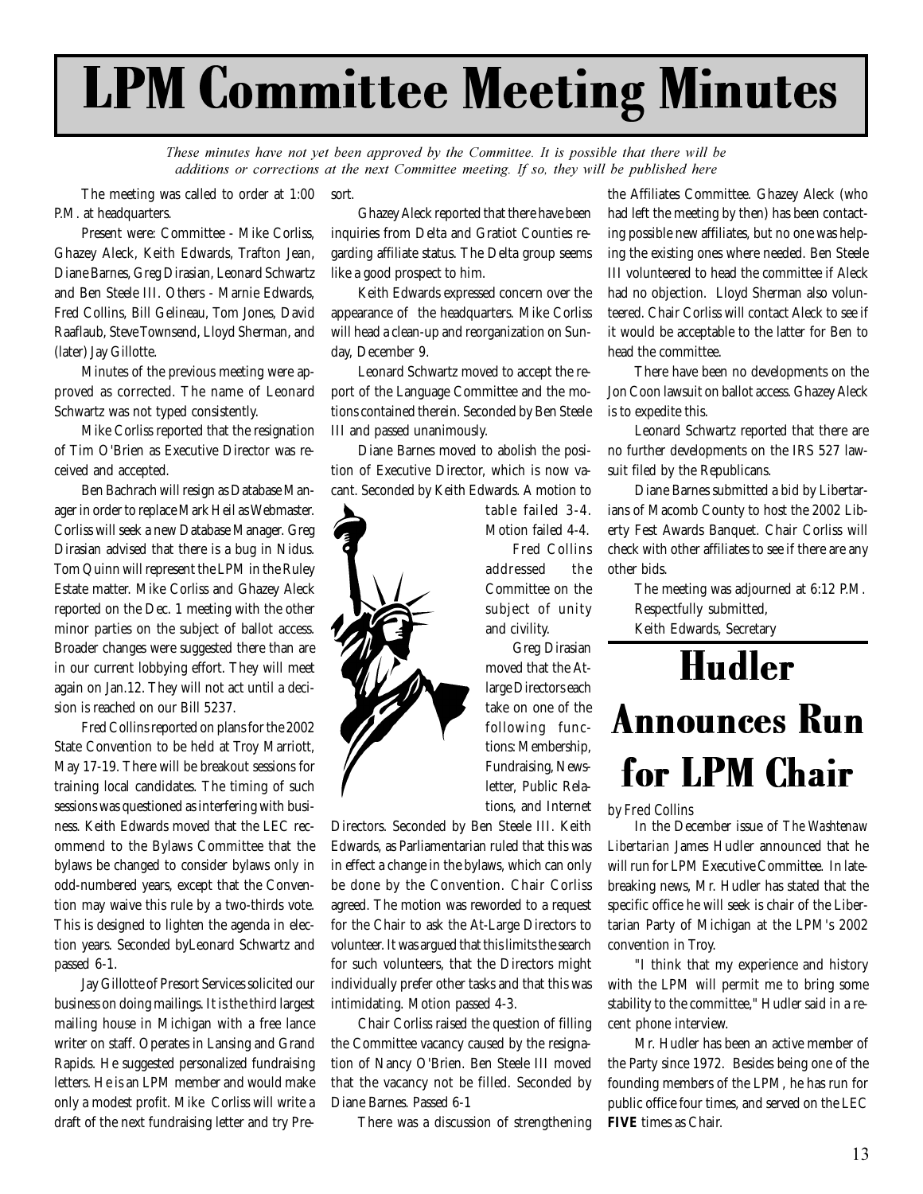# LPM Committee Meeting Minutes

*These minutes have not yet been approved by the Committee. It is possible that there will be additions or corrections at the next Committee meeting. If so, they will be published here*

The meeting was called to order at 1:00 P.M. at headquarters.

Present were: Committee - Mike Corliss, Ghazey Aleck, Keith Edwards, Trafton Jean, Diane Barnes, Greg Dirasian, Leonard Schwartz and Ben Steele III. Others - Marnie Edwards, Fred Collins, Bill Gelineau, Tom Jones, David Raaflaub, Steve Townsend, Lloyd Sherman, and (later) Jay Gillotte.

Minutes of the previous meeting were approved as corrected. The name of Leonard Schwartz was not typed consistently.

Mike Corliss reported that the resignation of Tim O'Brien as Executive Director was received and accepted.

Ben Bachrach will resign as Database Manager in order to replace Mark Heil as Webmaster. Corliss will seek a new Database Manager. Greg Dirasian advised that there is a bug in Nidus. Tom Quinn will represent the LPM in the Ruley Estate matter. Mike Corliss and Ghazey Aleck reported on the Dec. 1 meeting with the other minor parties on the subject of ballot access. Broader changes were suggested there than are in our current lobbying effort. They will meet again on Jan.12. They will not act until a decision is reached on our Bill 5237.

Fred Collins reported on plans for the 2002 State Convention to be held at Troy Marriott, May 17-19. There will be breakout sessions for training local candidates. The timing of such sessions was questioned as interfering with business. Keith Edwards moved that the LEC recommend to the Bylaws Committee that the bylaws be changed to consider bylaws only in odd-numbered years, except that the Convention may waive this rule by a two-thirds vote. This is designed to lighten the agenda in election years. Seconded byLeonard Schwartz and passed 6-1.

Jay Gillotte of Presort Services solicited our business on doing mailings. It is the third largest mailing house in Michigan with a free lance writer on staff. Operates in Lansing and Grand Rapids. He suggested personalized fundraising letters. He is an LPM member and would make only a modest profit. Mike Corliss will write a draft of the next fundraising letter and try Presort.

Ghazey Aleck reported that there have been inquiries from Delta and Gratiot Counties regarding affiliate status. The Delta group seems like a good prospect to him.

Keith Edwards expressed concern over the appearance of the headquarters. Mike Corliss will head a clean-up and reorganization on Sunday, December 9.

Leonard Schwartz moved to accept the report of the Language Committee and the motions contained therein. Seconded by Ben Steele III and passed unanimously.

Diane Barnes moved to abolish the position of Executive Director, which is now vacant. Seconded by Keith Edwards. A motion to table failed 3-4. Motion failed 4-4.

Fred Collins addressed the Committee on the subject of unity and civility.

Greg Dirasian moved that the At-large Directors each take on one of the following functions: Membership, Fundraising, Newsletter, Public Relations, and Internet Directors. Seconded by Ben Steele III. Keith Edwards, as Parliamentarian ruled that this was in effect a change in the bylaws, which can only be done by the Convention. Chair Corliss agreed. The motion was reworded to a request for the Chair to ask the At-Large Directors to volunteer. It was argued that this limits the search for such volunteers, that the Directors might individually prefer other tasks and that this was intimidating. Motion passed 4-3.

Chair Corliss raised the question of filling the Committee vacancy caused by the resignation of Nancy O'Brien. Ben Steele III moved that the vacancy not be filled. Seconded by Diane Barnes. Passed 6-1

There was a discussion of strengthening the Affiliates Committee. Ghazey Aleck (who had left the meeting by then) has been contacting possible new affiliates, but no one was helping the existing ones where needed. Ben Steele III volunteered to head the committee if Aleck had no objection. Lloyd Sherman also volunteered. Chair Corliss will contact Aleck to see if it would be acceptable to the latter for Ben to head the committee.

There have been no developments on the Jon Coon lawsuit on ballot access. Ghazey Aleck is to expedite this.

Leonard Schwartz reported that there are no further developments on the IRS 527 lawsuit filed by the Republicans.

Diane Barnes submitted a bid by Libertarians of Macomb County to host the 2002 Liberty Fest Awards Banquet. Chair Corliss will check with other affiliates to see if there are any other bids.

The meeting was adjourned at 6:12 P.M.

Respectfully submitted,

Keith Edwards, Secretary

# Hudler Announces Run for LPM Chair

*by Fred Collins*

In the December issue of *The Washtenaw Libertarian* James Hudler announced that he will run for LPM Executive Committee. In late-breaking news, Mr. Hudler has stated that the specific office he will seek is chair of the Libertarian Party of Michigan at the LPM's 2002 convention in Troy.

"I think that my experience and history with the LPM will permit me to bring some stability to the committee," Hudler said in a recent phone interview.

Mr. Hudler has been an active member of the Party since 1972. Besides being one of the founding members of the LPM, he has run for public office four times, and served on the LEC **FIVE** times as Chair.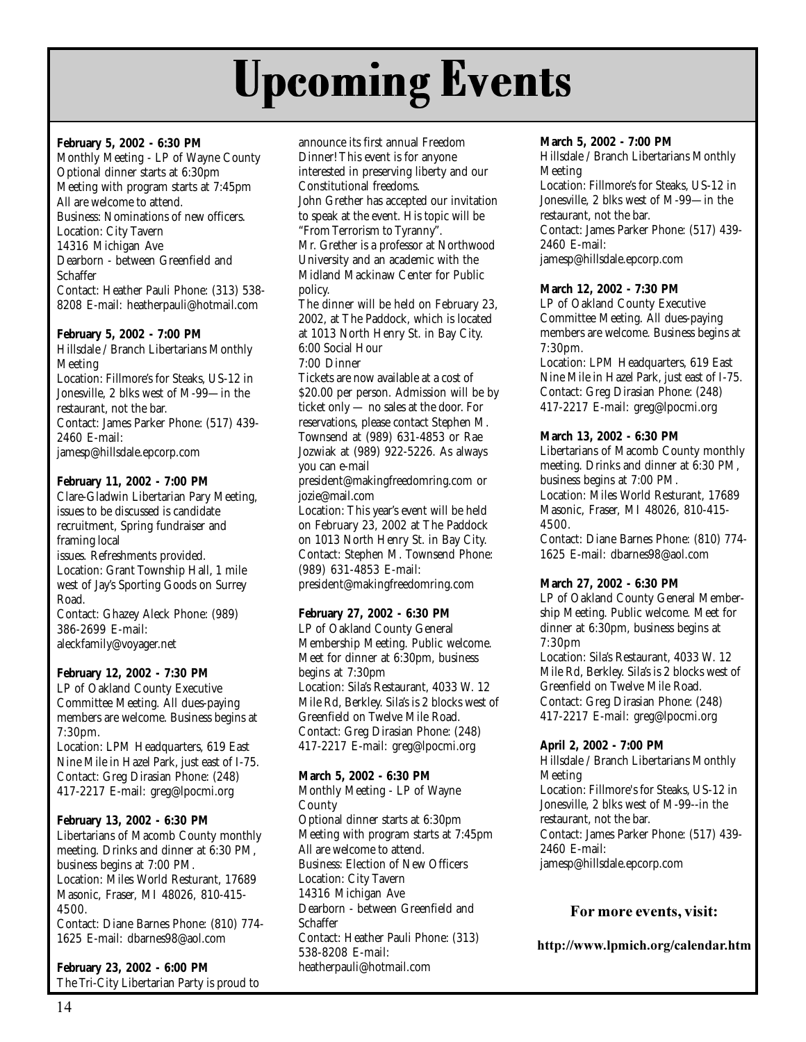# Upcoming Events

**February 5, 2002 - 6:30 PM**
Monthly Meeting - LP of Wayne County
Optional dinner starts at 6:30pm
Meeting with program starts at 7:45pm
All are welcome to attend.
Business: Nominations of new officers.
Location: City Tavern
14316 Michigan Ave
Dearborn - between Greenfield and Schaffer
Contact: Heather Pauli Phone: (313) 538-8208 E-mail: heatherpauli@hotmail.com

**February 5, 2002 - 7:00 PM**
Hillsdale / Branch Libertarians Monthly Meeting
Location: Fillmore's for Steaks, US-12 in Jonesville, 2 blks west of M-99—in the restaurant, not the bar.
Contact: James Parker Phone: (517) 439-2460 E-mail: jamesp@hillsdale.epcorp.com

**February 11, 2002 - 7:00 PM**
Clare-Gladwin Libertarian Pary Meeting, issues to be discussed is candidate recruitment, Spring fundraiser and framing local
issues. Refreshments provided.
Location: Grant Township Hall, 1 mile west of Jay's Sporting Goods on Surrey Road.
Contact: Ghazey Aleck Phone: (989) 386-2699 E-mail: aleckfamily@voyager.net

**February 12, 2002 - 7:30 PM**
LP of Oakland County Executive Committee Meeting. All dues-paying members are welcome. Business begins at 7:30pm.
Location: LPM Headquarters, 619 East Nine Mile in Hazel Park, just east of I-75.
Contact: Greg Dirasian Phone: (248) 417-2217 E-mail: greg@lpocmi.org

**February 13, 2002 - 6:30 PM**
Libertarians of Macomb County monthly meeting. Drinks and dinner at 6:30 PM, business begins at 7:00 PM.
Location: Miles World Resturant, 17689 Masonic, Fraser, MI 48026, 810-415-4500.
Contact: Diane Barnes Phone: (810) 774-1625 E-mail: dbarnes98@aol.com

**February 23, 2002 - 6:00 PM**
The Tri-City Libertarian Party is proud to announce its first annual Freedom Dinner! This event is for anyone interested in preserving liberty and our Constitutional freedoms.
John Grether has accepted our invitation to speak at the event. His topic will be "From Terrorism to Tyranny".
Mr. Grether is a professor at Northwood University and an academic with the Midland Mackinaw Center for Public policy.
The dinner will be held on February 23, 2002, at The Paddock, which is located at 1013 North Henry St. in Bay City.
6:00 Social Hour
7:00 Dinner
Tickets are now available at a cost of $20.00 per person. Admission will be by ticket only — no sales at the door. For reservations, please contact Stephen M. Townsend at (989) 631-4853 or Rae Jozwiak at (989) 922-5226. As always you can e-mail president@makingfreedomring.com or jozie@mail.com
Location: This year's event will be held on February 23, 2002 at The Paddock on 1013 North Henry St. in Bay City.
Contact: Stephen M. Townsend Phone: (989) 631-4853 E-mail: president@makingfreedomring.com

**February 27, 2002 - 6:30 PM**
LP of Oakland County General Membership Meeting. Public welcome. Meet for dinner at 6:30pm, business begins at 7:30pm
Location: Sila's Restaurant, 4033 W. 12 Mile Rd, Berkley. Sila's is 2 blocks west of Greenfield on Twelve Mile Road.
Contact: Greg Dirasian Phone: (248) 417-2217 E-mail: greg@lpocmi.org

**March 5, 2002 - 6:30 PM**
Monthly Meeting - LP of Wayne County
Optional dinner starts at 6:30pm
Meeting with program starts at 7:45pm
All are welcome to attend.
Business: Election of New Officers
Location: City Tavern
14316 Michigan Ave
Dearborn - between Greenfield and Schaffer
Contact: Heather Pauli Phone: (313) 538-8208 E-mail: heatherpauli@hotmail.com

**March 5, 2002 - 7:00 PM**
Hillsdale / Branch Libertarians Monthly Meeting
Location: Fillmore's for Steaks, US-12 in Jonesville, 2 blks west of M-99—in the restaurant, not the bar.
Contact: James Parker Phone: (517) 439-2460 E-mail: jamesp@hillsdale.epcorp.com

**March 12, 2002 - 7:30 PM**
LP of Oakland County Executive Committee Meeting. All dues-paying members are welcome. Business begins at 7:30pm.
Location: LPM Headquarters, 619 East Nine Mile in Hazel Park, just east of I-75.
Contact: Greg Dirasian Phone: (248) 417-2217 E-mail: greg@lpocmi.org

**March 13, 2002 - 6:30 PM**
Libertarians of Macomb County monthly meeting. Drinks and dinner at 6:30 PM, business begins at 7:00 PM.
Location: Miles World Resturant, 17689 Masonic, Fraser, MI 48026, 810-415-4500.
Contact: Diane Barnes Phone: (810) 774-1625 E-mail: dbarnes98@aol.com

**March 27, 2002 - 6:30 PM**
LP of Oakland County General Membership Meeting. Public welcome. Meet for dinner at 6:30pm, business begins at 7:30pm
Location: Sila's Restaurant, 4033 W. 12 Mile Rd, Berkley. Sila's is 2 blocks west of Greenfield on Twelve Mile Road.
Contact: Greg Dirasian Phone: (248) 417-2217 E-mail: greg@lpocmi.org

**April 2, 2002 - 7:00 PM**
Hillsdale / Branch Libertarians Monthly Meeting
Location: Fillmore's for Steaks, US-12 in Jonesville, 2 blks west of M-99--in the restaurant, not the bar.
Contact: James Parker Phone: (517) 439-2460 E-mail: jamesp@hillsdale.epcorp.com

**For more events, visit:**

**http://www.lpmich.org/calendar.htm**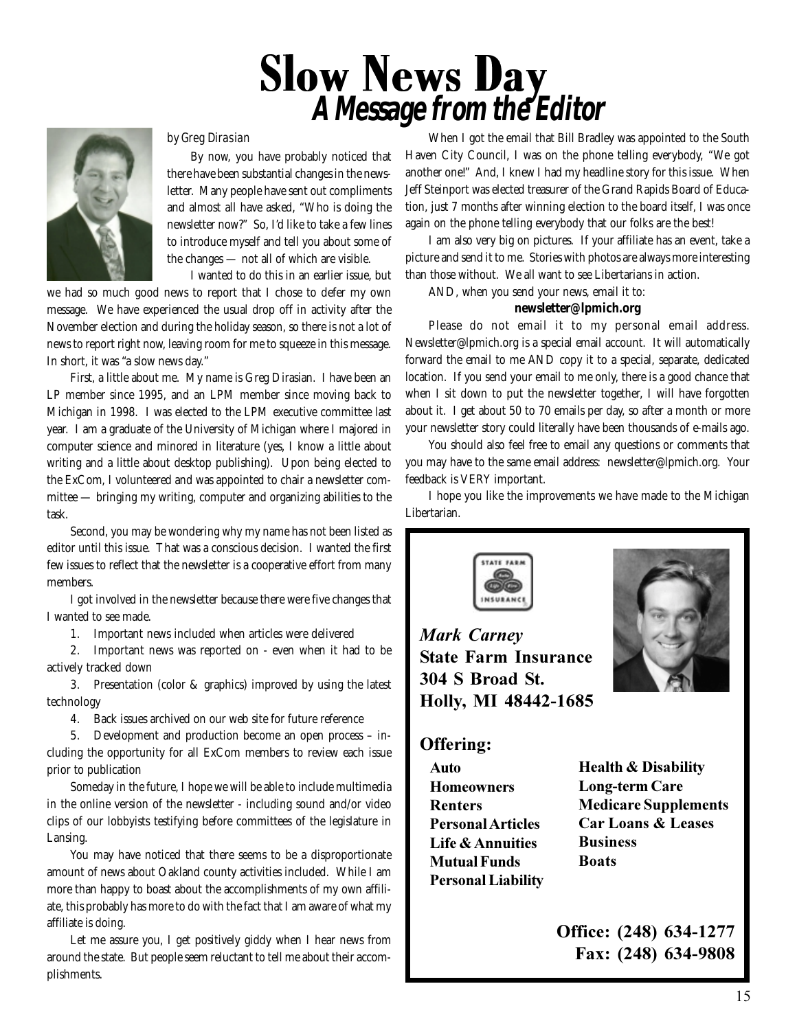# Slow News Day

## A Message from the Editor

*by Greg Dirasian*

By now, you have probably noticed that there have been substantial changes in the newsletter. Many people have sent out compliments and almost all have asked, "Who is doing the newsletter now?" So, I'd like to take a few lines to introduce myself and tell you about some of the changes — not all of which are visible.

I wanted to do this in an earlier issue, but we had so much good news to report that I chose to defer my own message. We have experienced the usual drop off in activity after the November election and during the holiday season, so there is not a lot of news to report right now, leaving room for me to squeeze in this message. In short, it was "a slow news day."

First, a little about me. My name is Greg Dirasian. I have been an LP member since 1995, and an LPM member since moving back to Michigan in 1998. I was elected to the LPM executive committee last year. I am a graduate of the University of Michigan where I majored in computer science and minored in literature (yes, I know a little about writing and a little about desktop publishing). Upon being elected to the ExCom, I volunteered and was appointed to chair a newsletter committee — bringing my writing, computer and organizing abilities to the task.

Second, you may be wondering why my name has not been listed as editor until this issue. That was a conscious decision. I wanted the first few issues to reflect that the newsletter is a cooperative effort from many members.

I got involved in the newsletter because there were five changes that I wanted to see made.

1. Important news included when articles were delivered
2. Important news was reported on - even when it had to be actively tracked down
3. Presentation (color & graphics) improved by using the latest technology
4. Back issues archived on our web site for future reference
5. Development and production become an open process – including the opportunity for all ExCom members to review each issue prior to publication

Someday in the future, I hope we will be able to include multimedia in the online version of the newsletter - including sound and/or video clips of our lobbyists testifying before committees of the legislature in Lansing.

You may have noticed that there seems to be a disproportionate amount of news about Oakland county activities included. While I am more than happy to boast about the accomplishments of my own affiliate, this probably has more to do with the fact that I am aware of what my affiliate is doing.

Let me assure you, I get positively giddy when I hear news from around the state. But people seem reluctant to tell me about their accomplishments.

When I got the email that Bill Bradley was appointed to the South Haven City Council, I was on the phone telling everybody, "We got another one!" And, I knew I had my headline story for this issue. When Jeff Steinport was elected treasurer of the Grand Rapids Board of Education, just 7 months after winning election to the board itself, I was once again on the phone telling everybody that our folks are the best!

I am also very big on pictures. If your affiliate has an event, take a picture and send it to me. Stories with photos are always more interesting than those without. We all want to see Libertarians in action.

AND, when you send your news, email it to:

**newsletter@lpmich.org**

Please do not email it to my personal email address. Newsletter@lpmich.org is a special email account. It will automatically forward the email to me AND copy it to a special, separate, dedicated location. If you send your email to me only, there is a good chance that when I sit down to put the newsletter together, I will have forgotten about it. I get about 50 to 70 emails per day, so after a month or more your newsletter story could literally have been thousands of e-mails ago.

You should also feel free to email any questions or comments that you may have to the same email address: newsletter@lpmich.org. Your feedback is VERY important.

I hope you like the improvements we have made to the Michigan Libertarian.

---

STATE FARM INSURANCE

***Mark Carney***
**State Farm Insurance**
**304 S Broad St.**
**Holly, MI 48442-1685**

**Offering:**

**Auto**
**Homeowners**
**Renters**
**Personal Articles**
**Life & Annuities**
**Mutual Funds**
**Personal Liability**
**Health & Disability**
**Long-term Care**
**Medicare Supplements**
**Car Loans & Leases**
**Business**
**Boats**

**Office: (248) 634-1277**
**Fax: (248) 634-9808**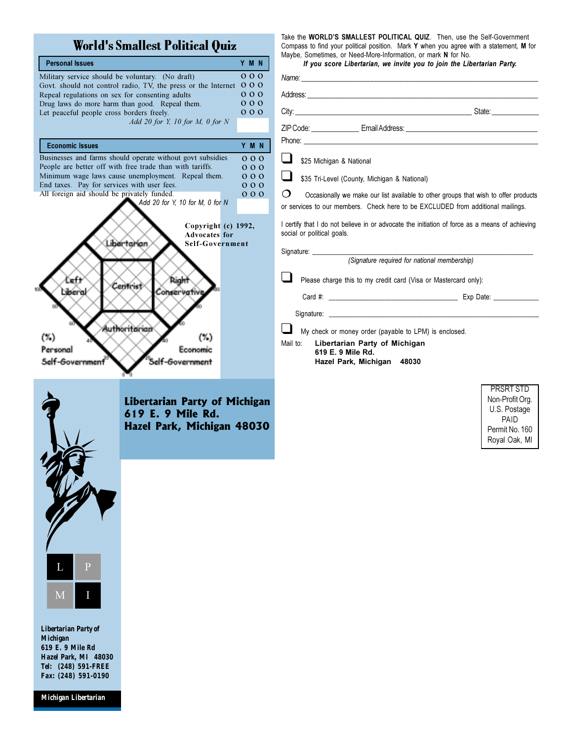# World's Smallest Political Quiz

| Personal Issues | Y | M | N |
|---|---|---|---|
| Military service should be voluntary. (No draft) | O | O | O |
| Govt. should not control radio, TV, the press or the Internet | O | O | O |
| Repeal regulations on sex for consenting adults | O | O | O |
| Drug laws do more harm than good. Repeal them. | O | O | O |
| Let peaceful people cross borders freely. | O | O | O |
| *Add 20 for Y, 10 for M, 0 for N* | | | |

| Economic Issues | Y | M | N |
|---|---|---|---|
| Businesses and farms should operate without govt subsidies | O | O | O |
| People are better off with free trade than with tariffs. | O | O | O |
| Minimum wage laws cause unemployment. Repeal them. | O | O | O |
| End taxes. Pay for services with user fees. | O | O | O |
| All foreign aid should be privately funded. | O | O | O |
| *Add 20 for Y, 10 for M, 0 for N* | | | |

Libertarian

Left Liberal

Centrist

Right Conservative

Authoritarian

(%) Personal Self-Government

(%) Economic Self-Government

Copyright (c) 1992, Advocates for Self-Government

Take the **WORLD'S SMALLEST POLITICAL QUIZ**. Then, use the Self-Government Compass to find your political position. Mark **Y** when you agree with a statement, **M** for Maybe, Sometimes, or Need-More-Information, or mark **N** for No.

***If you score Libertarian, we invite you to join the Libertarian Party.***

*Name:* ____________________

Address: ____________________

City: ____________________ State: __________

ZIP Code: __________ Email Address: ____________________

Phone: ____________________

❑ $25 Michigan & National

❑ $35 Tri-Level (County, Michigan & National)

❍ Occasionally we make our list available to other groups that wish to offer products or services to our members. Check here to be EXCLUDED from additional mailings.

I certify that I do not believe in or advocate the initiation of force as a means of achieving social or political goals.

Signature: ____________________

*(Signature required for national membership)*

❑ Please charge this to my credit card (Visa or Mastercard only):

Card #: ____________________ Exp Date: __________

Signature: ____________________

❑ My check or money order (payable to LPM) is enclosed.

Mail to: **Libertarian Party of Michigan**
**619 E. 9 Mile Rd.**
**Hazel Park, Michigan 48030**

**Libertarian Party of Michigan**
**619 E. 9 Mile Rd.**
**Hazel Park, Michigan 48030**

PRSRT STD
Non-Profit Org.
U.S. Postage
PAID
Permit No. 160
Royal Oak, MI

L P
M I

**Libertarian Party of Michigan**
**619 E. 9 Mile Rd**
**Hazel Park, MI 48030**
**Tel: (248) 591-FREE**
**Fax: (248) 591-0190**

**Michigan Libertarian**